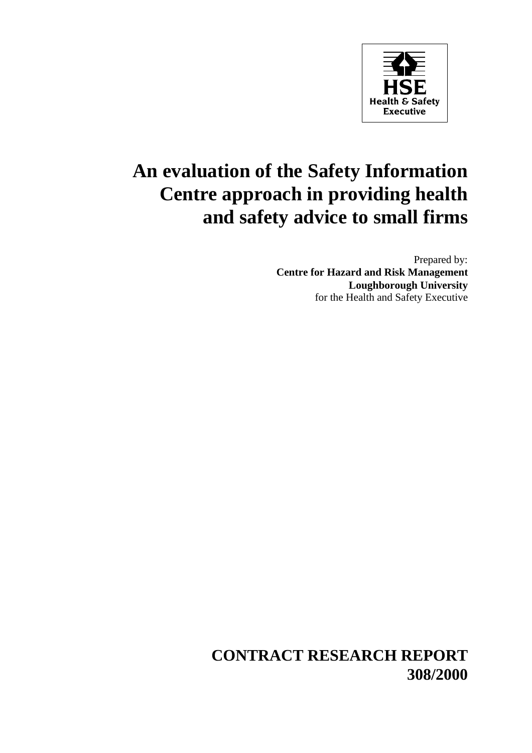HSE
Health & Safety
Executive

# An evaluation of the Safety Information Centre approach in providing health and safety advice to small firms

Prepared by:
**Centre for Hazard and Risk Management**
**Loughborough University**
for the Health and Safety Executive

**CONTRACT RESEARCH REPORT**
**308/2000**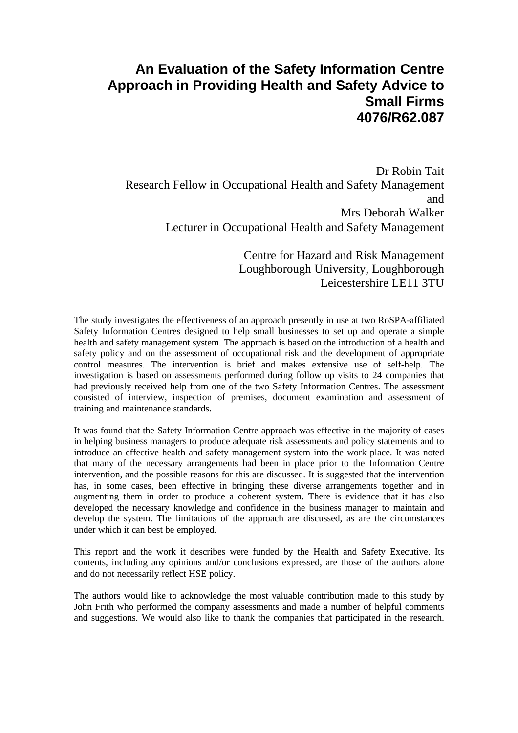# An Evaluation of the Safety Information Centre Approach in Providing Health and Safety Advice to Small Firms
# 4076/R62.087

Dr Robin Tait
Research Fellow in Occupational Health and Safety Management
and
Mrs Deborah Walker
Lecturer in Occupational Health and Safety Management

Centre for Hazard and Risk Management
Loughborough University, Loughborough
Leicestershire LE11 3TU

The study investigates the effectiveness of an approach presently in use at two RoSPA-affiliated Safety Information Centres designed to help small businesses to set up and operate a simple health and safety management system. The approach is based on the introduction of a health and safety policy and on the assessment of occupational risk and the development of appropriate control measures. The intervention is brief and makes extensive use of self-help. The investigation is based on assessments performed during follow up visits to 24 companies that had previously received help from one of the two Safety Information Centres. The assessment consisted of interview, inspection of premises, document examination and assessment of training and maintenance standards.

It was found that the Safety Information Centre approach was effective in the majority of cases in helping business managers to produce adequate risk assessments and policy statements and to introduce an effective health and safety management system into the work place. It was noted that many of the necessary arrangements had been in place prior to the Information Centre intervention, and the possible reasons for this are discussed. It is suggested that the intervention has, in some cases, been effective in bringing these diverse arrangements together and in augmenting them in order to produce a coherent system. There is evidence that it has also developed the necessary knowledge and confidence in the business manager to maintain and develop the system. The limitations of the approach are discussed, as are the circumstances under which it can best be employed.

This report and the work it describes were funded by the Health and Safety Executive. Its contents, including any opinions and/or conclusions expressed, are those of the authors alone and do not necessarily reflect HSE policy.

The authors would like to acknowledge the most valuable contribution made to this study by John Frith who performed the company assessments and made a number of helpful comments and suggestions. We would also like to thank the companies that participated in the research.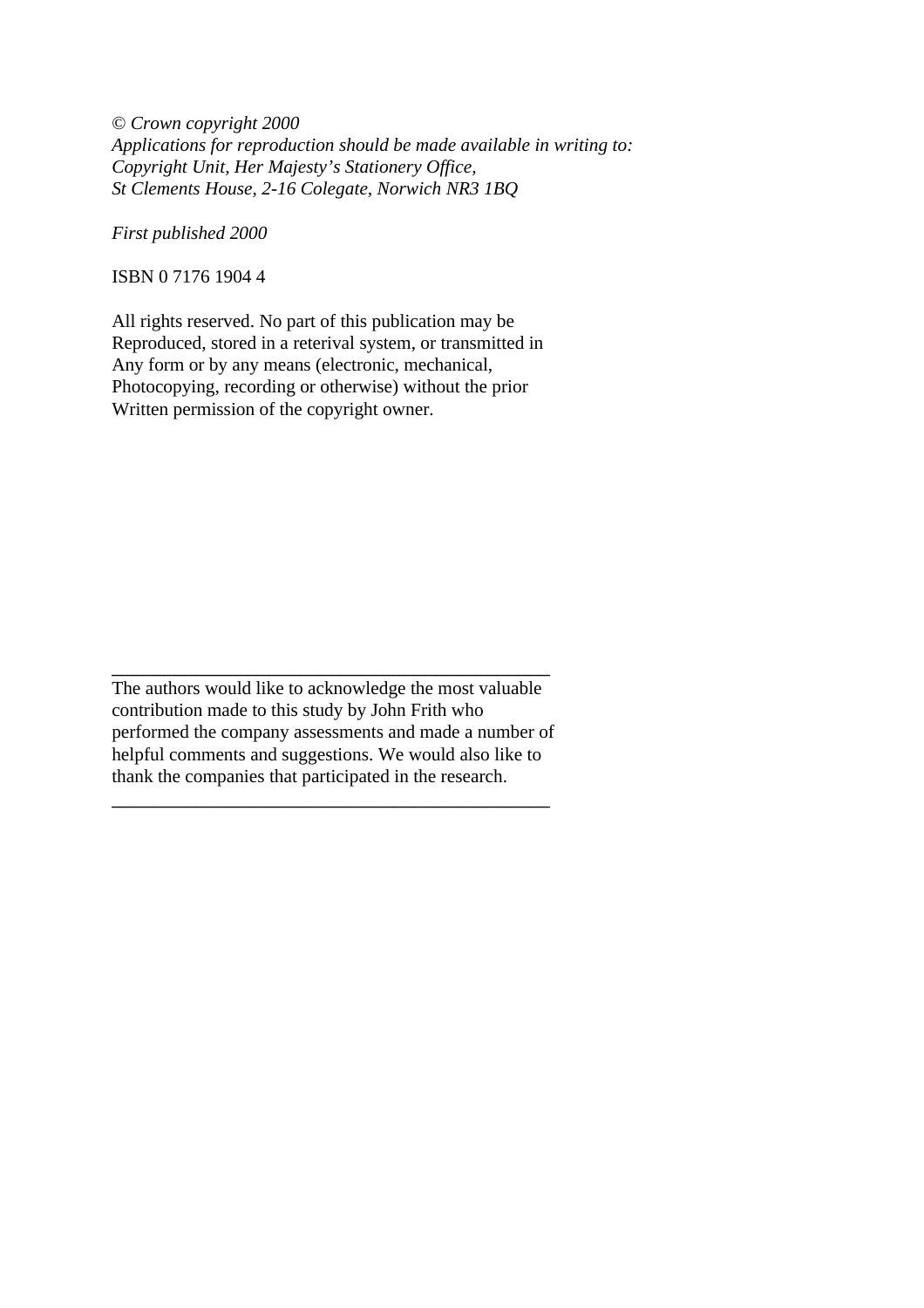*© Crown copyright 2000*
*Applications for reproduction should be made available in writing to:*
*Copyright Unit, Her Majesty's Stationery Office,*
*St Clements House, 2-16 Colegate, Norwich NR3 1BQ*

*First published 2000*

ISBN 0 7176 1904 4

All rights reserved. No part of this publication may be Reproduced, stored in a reterival system, or transmitted in Any form or by any means (electronic, mechanical, Photocopying, recording or otherwise) without the prior Written permission of the copyright owner.

---

The authors would like to acknowledge the most valuable contribution made to this study by John Frith who performed the company assessments and made a number of helpful comments and suggestions. We would also like to thank the companies that participated in the research.

---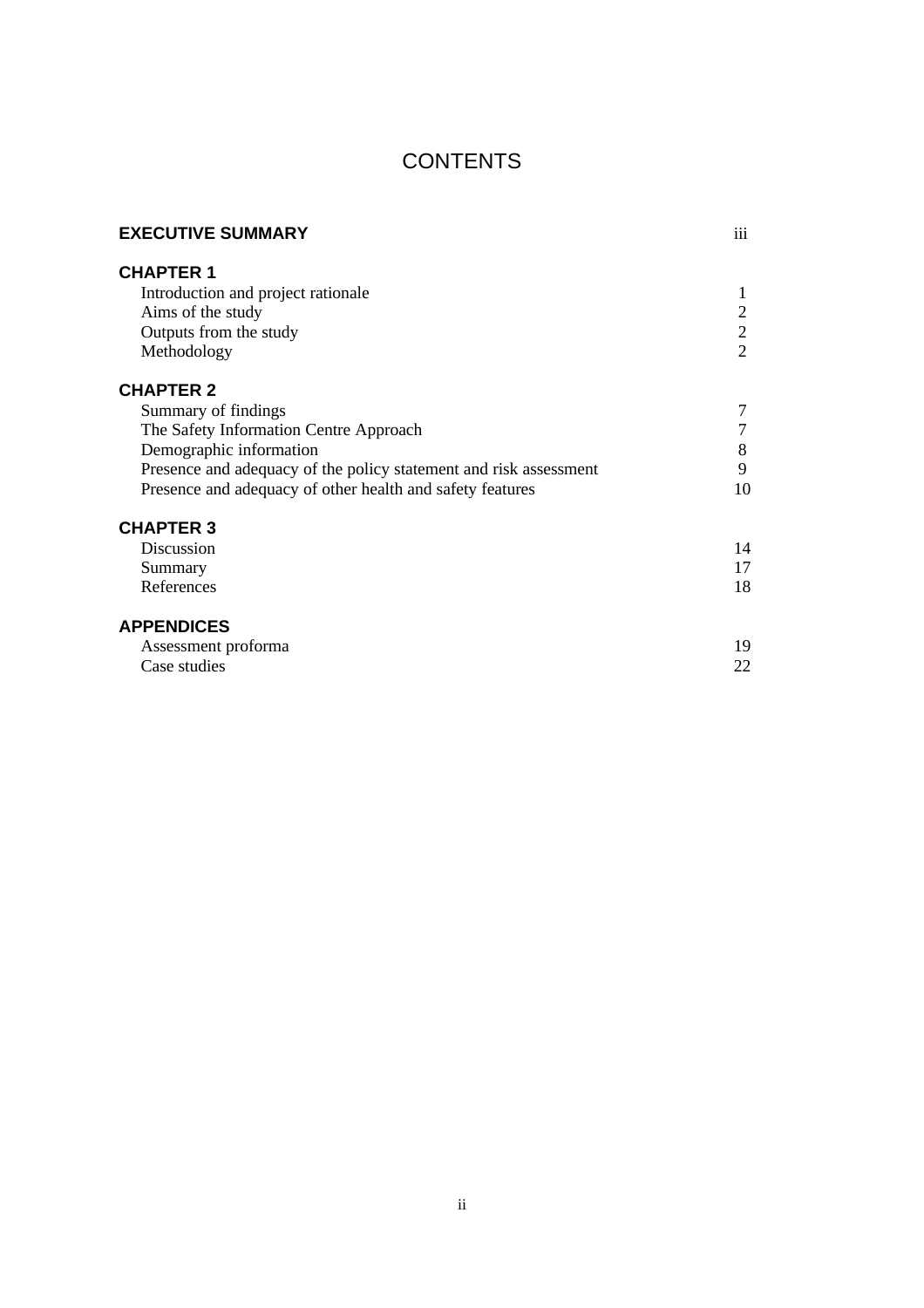# CONTENTS

| | |
|---|---|
| **EXECUTIVE SUMMARY** | iii |
| **CHAPTER 1** | |
| Introduction and project rationale | 1 |
| Aims of the study | 2 |
| Outputs from the study | 2 |
| Methodology | 2 |
| **CHAPTER 2** | |
| Summary of findings | 7 |
| The Safety Information Centre Approach | 7 |
| Demographic information | 8 |
| Presence and adequacy of the policy statement and risk assessment | 9 |
| Presence and adequacy of other health and safety features | 10 |
| **CHAPTER 3** | |
| Discussion | 14 |
| Summary | 17 |
| References | 18 |
| **APPENDICES** | |
| Assessment proforma | 19 |
| Case studies | 22 |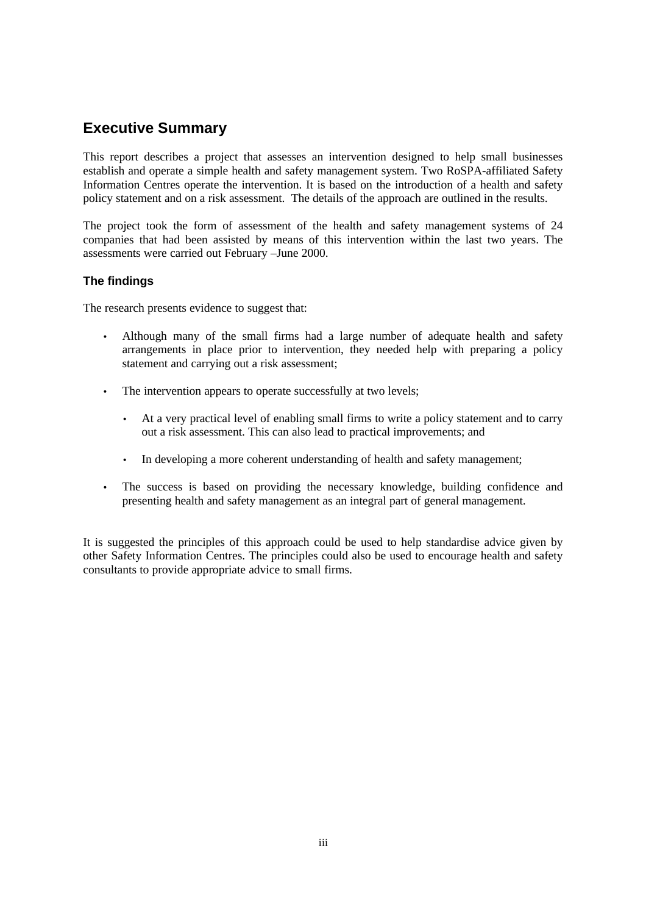## Executive Summary

This report describes a project that assesses an intervention designed to help small businesses establish and operate a simple health and safety management system. Two RoSPA-affiliated Safety Information Centres operate the intervention. It is based on the introduction of a health and safety policy statement and on a risk assessment. The details of the approach are outlined in the results.

The project took the form of assessment of the health and safety management systems of 24 companies that had been assisted by means of this intervention within the last two years. The assessments were carried out February –June 2000.

### The findings

The research presents evidence to suggest that:

- Although many of the small firms had a large number of adequate health and safety arrangements in place prior to intervention, they needed help with preparing a policy statement and carrying out a risk assessment;
- The intervention appears to operate successfully at two levels;
  - At a very practical level of enabling small firms to write a policy statement and to carry out a risk assessment. This can also lead to practical improvements; and
  - In developing a more coherent understanding of health and safety management;
- The success is based on providing the necessary knowledge, building confidence and presenting health and safety management as an integral part of general management.

It is suggested the principles of this approach could be used to help standardise advice given by other Safety Information Centres. The principles could also be used to encourage health and safety consultants to provide appropriate advice to small firms.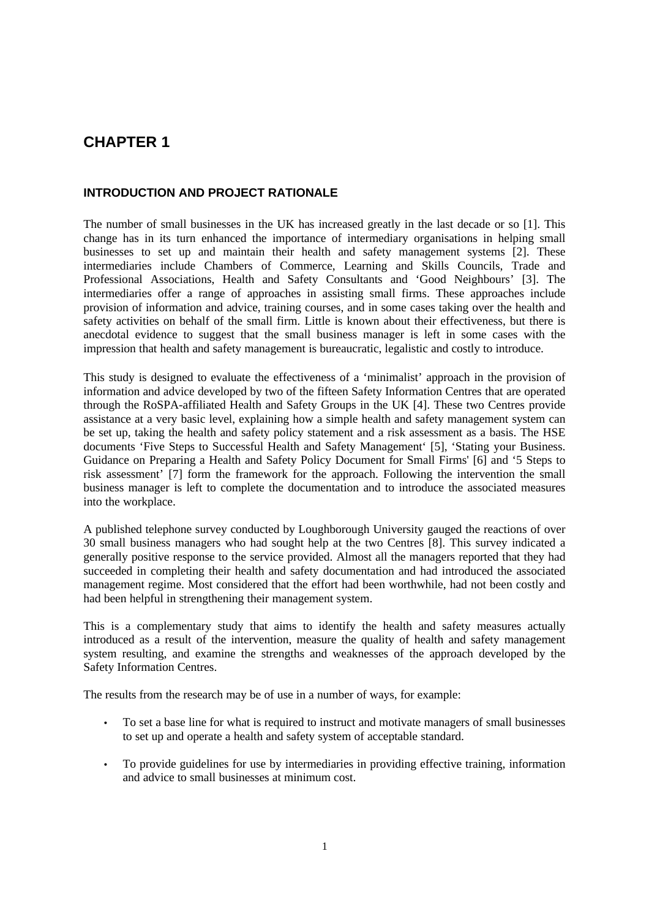# CHAPTER 1

## INTRODUCTION AND PROJECT RATIONALE

The number of small businesses in the UK has increased greatly in the last decade or so [1]. This change has in its turn enhanced the importance of intermediary organisations in helping small businesses to set up and maintain their health and safety management systems [2]. These intermediaries include Chambers of Commerce, Learning and Skills Councils, Trade and Professional Associations, Health and Safety Consultants and 'Good Neighbours' [3]. The intermediaries offer a range of approaches in assisting small firms. These approaches include provision of information and advice, training courses, and in some cases taking over the health and safety activities on behalf of the small firm. Little is known about their effectiveness, but there is anecdotal evidence to suggest that the small business manager is left in some cases with the impression that health and safety management is bureaucratic, legalistic and costly to introduce.

This study is designed to evaluate the effectiveness of a 'minimalist' approach in the provision of information and advice developed by two of the fifteen Safety Information Centres that are operated through the RoSPA-affiliated Health and Safety Groups in the UK [4]. These two Centres provide assistance at a very basic level, explaining how a simple health and safety management system can be set up, taking the health and safety policy statement and a risk assessment as a basis. The HSE documents 'Five Steps to Successful Health and Safety Management' [5], 'Stating your Business. Guidance on Preparing a Health and Safety Policy Document for Small Firms' [6] and '5 Steps to risk assessment' [7] form the framework for the approach. Following the intervention the small business manager is left to complete the documentation and to introduce the associated measures into the workplace.

A published telephone survey conducted by Loughborough University gauged the reactions of over 30 small business managers who had sought help at the two Centres [8]. This survey indicated a generally positive response to the service provided. Almost all the managers reported that they had succeeded in completing their health and safety documentation and had introduced the associated management regime. Most considered that the effort had been worthwhile, had not been costly and had been helpful in strengthening their management system.

This is a complementary study that aims to identify the health and safety measures actually introduced as a result of the intervention, measure the quality of health and safety management system resulting, and examine the strengths and weaknesses of the approach developed by the Safety Information Centres.

The results from the research may be of use in a number of ways, for example:

- To set a base line for what is required to instruct and motivate managers of small businesses to set up and operate a health and safety system of acceptable standard.
- To provide guidelines for use by intermediaries in providing effective training, information and advice to small businesses at minimum cost.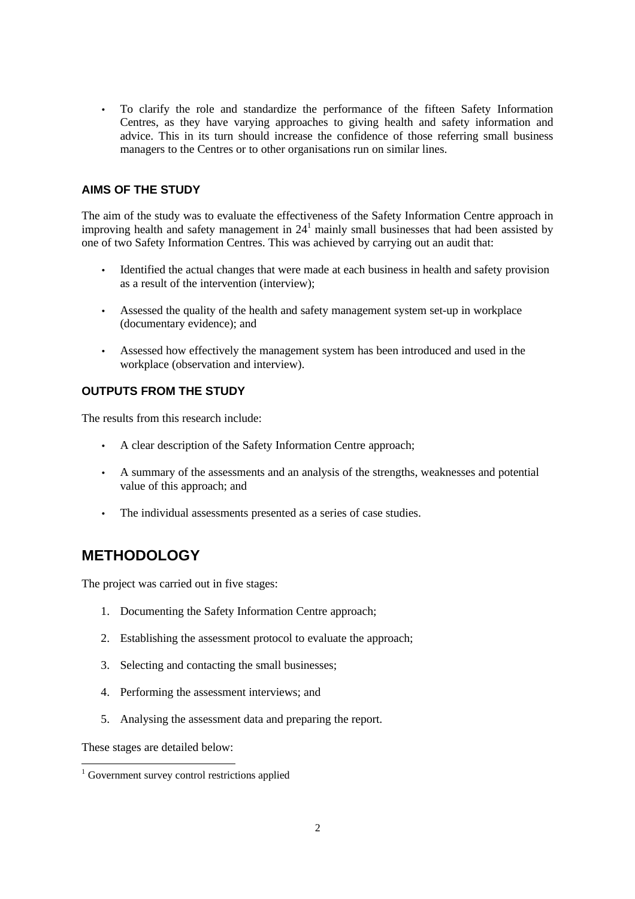- To clarify the role and standardize the performance of the fifteen Safety Information Centres, as they have varying approaches to giving health and safety information and advice. This in its turn should increase the confidence of those referring small business managers to the Centres or to other organisations run on similar lines.

### AIMS OF THE STUDY

The aim of the study was to evaluate the effectiveness of the Safety Information Centre approach in improving health and safety management in 24[1] mainly small businesses that had been assisted by one of two Safety Information Centres. This was achieved by carrying out an audit that:

- Identified the actual changes that were made at each business in health and safety provision as a result of the intervention (interview);
- Assessed the quality of the health and safety management system set-up in workplace (documentary evidence); and
- Assessed how effectively the management system has been introduced and used in the workplace (observation and interview).

### OUTPUTS FROM THE STUDY

The results from this research include:

- A clear description of the Safety Information Centre approach;
- A summary of the assessments and an analysis of the strengths, weaknesses and potential value of this approach; and
- The individual assessments presented as a series of case studies.

## METHODOLOGY

The project was carried out in five stages:

1. Documenting the Safety Information Centre approach;
2. Establishing the assessment protocol to evaluate the approach;
3. Selecting and contacting the small businesses;
4. Performing the assessment interviews; and
5. Analysing the assessment data and preparing the report.

These stages are detailed below:

[1] Government survey control restrictions applied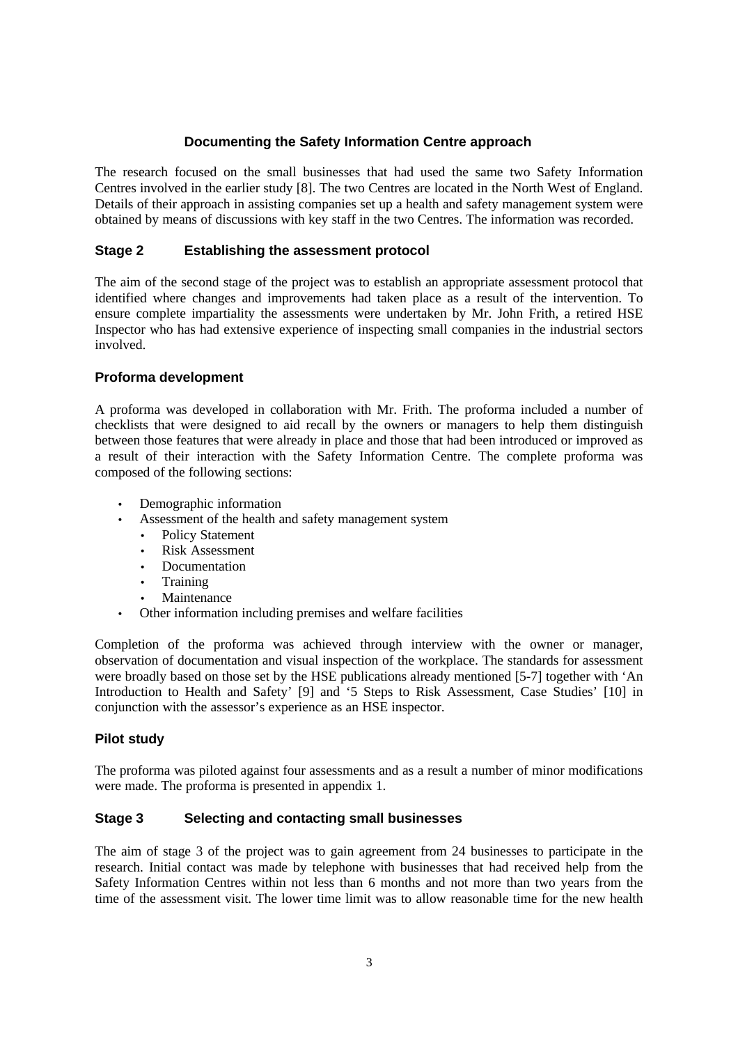### Documenting the Safety Information Centre approach

The research focused on the small businesses that had used the same two Safety Information Centres involved in the earlier study [8]. The two Centres are located in the North West of England. Details of their approach in assisting companies set up a health and safety management system were obtained by means of discussions with key staff in the two Centres. The information was recorded.

## Stage 2 Establishing the assessment protocol

The aim of the second stage of the project was to establish an appropriate assessment protocol that identified where changes and improvements had taken place as a result of the intervention. To ensure complete impartiality the assessments were undertaken by Mr. John Frith, a retired HSE Inspector who has had extensive experience of inspecting small companies in the industrial sectors involved.

### Proforma development

A proforma was developed in collaboration with Mr. Frith. The proforma included a number of checklists that were designed to aid recall by the owners or managers to help them distinguish between those features that were already in place and those that had been introduced or improved as a result of their interaction with the Safety Information Centre. The complete proforma was composed of the following sections:

- Demographic information
- Assessment of the health and safety management system
  - Policy Statement
  - Risk Assessment
  - Documentation
  - Training
  - Maintenance
- Other information including premises and welfare facilities

Completion of the proforma was achieved through interview with the owner or manager, observation of documentation and visual inspection of the workplace. The standards for assessment were broadly based on those set by the HSE publications already mentioned [5-7] together with 'An Introduction to Health and Safety' [9] and '5 Steps to Risk Assessment, Case Studies' [10] in conjunction with the assessor's experience as an HSE inspector.

### Pilot study

The proforma was piloted against four assessments and as a result a number of minor modifications were made. The proforma is presented in appendix 1.

## Stage 3 Selecting and contacting small businesses

The aim of stage 3 of the project was to gain agreement from 24 businesses to participate in the research. Initial contact was made by telephone with businesses that had received help from the Safety Information Centres within not less than 6 months and not more than two years from the time of the assessment visit. The lower time limit was to allow reasonable time for the new health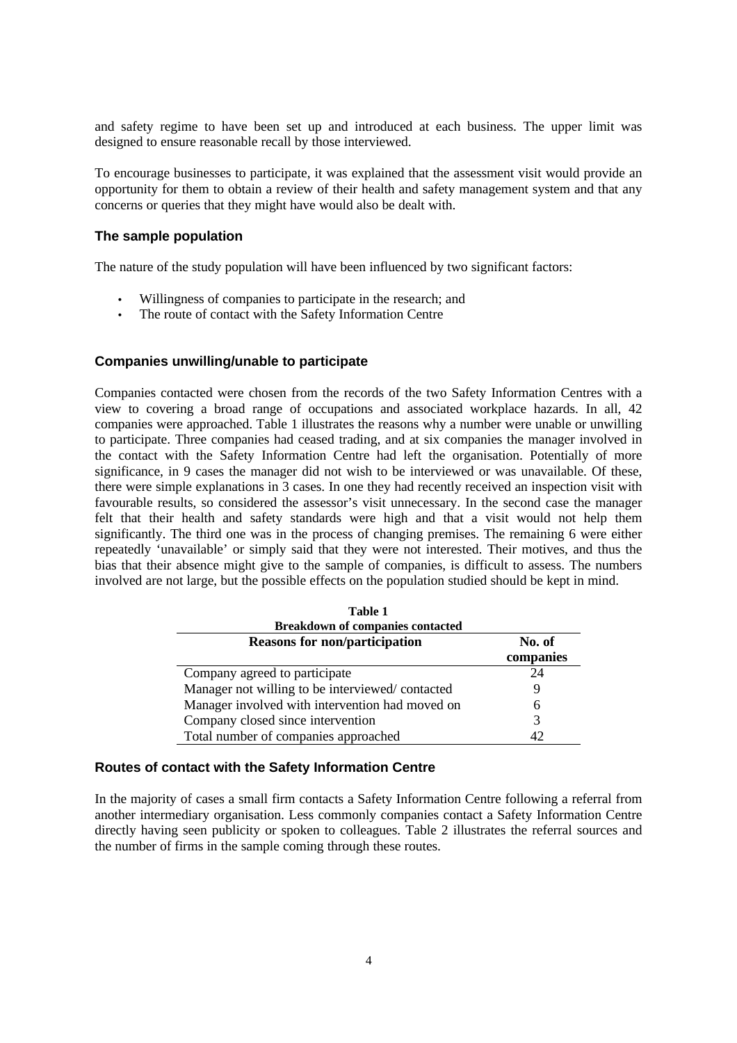and safety regime to have been set up and introduced at each business. The upper limit was designed to ensure reasonable recall by those interviewed.

To encourage businesses to participate, it was explained that the assessment visit would provide an opportunity for them to obtain a review of their health and safety management system and that any concerns or queries that they might have would also be dealt with.

### The sample population

The nature of the study population will have been influenced by two significant factors:

- Willingness of companies to participate in the research; and
- The route of contact with the Safety Information Centre

### Companies unwilling/unable to participate

Companies contacted were chosen from the records of the two Safety Information Centres with a view to covering a broad range of occupations and associated workplace hazards. In all, 42 companies were approached. Table 1 illustrates the reasons why a number were unable or unwilling to participate. Three companies had ceased trading, and at six companies the manager involved in the contact with the Safety Information Centre had left the organisation. Potentially of more significance, in 9 cases the manager did not wish to be interviewed or was unavailable. Of these, there were simple explanations in 3 cases. In one they had recently received an inspection visit with favourable results, so considered the assessor's visit unnecessary. In the second case the manager felt that their health and safety standards were high and that a visit would not help them significantly. The third one was in the process of changing premises. The remaining 6 were either repeatedly 'unavailable' or simply said that they were not interested. Their motives, and thus the bias that their absence might give to the sample of companies, is difficult to assess. The numbers involved are not large, but the possible effects on the population studied should be kept in mind.

**Table 1**
**Breakdown of companies contacted**

| Reasons for non/participation | No. of companies |
|---|---|
| Company agreed to participate | 24 |
| Manager not willing to be interviewed/ contacted | 9 |
| Manager involved with intervention had moved on | 6 |
| Company closed since intervention | 3 |
| Total number of companies approached | 42 |

### Routes of contact with the Safety Information Centre

In the majority of cases a small firm contacts a Safety Information Centre following a referral from another intermediary organisation. Less commonly companies contact a Safety Information Centre directly having seen publicity or spoken to colleagues. Table 2 illustrates the referral sources and the number of firms in the sample coming through these routes.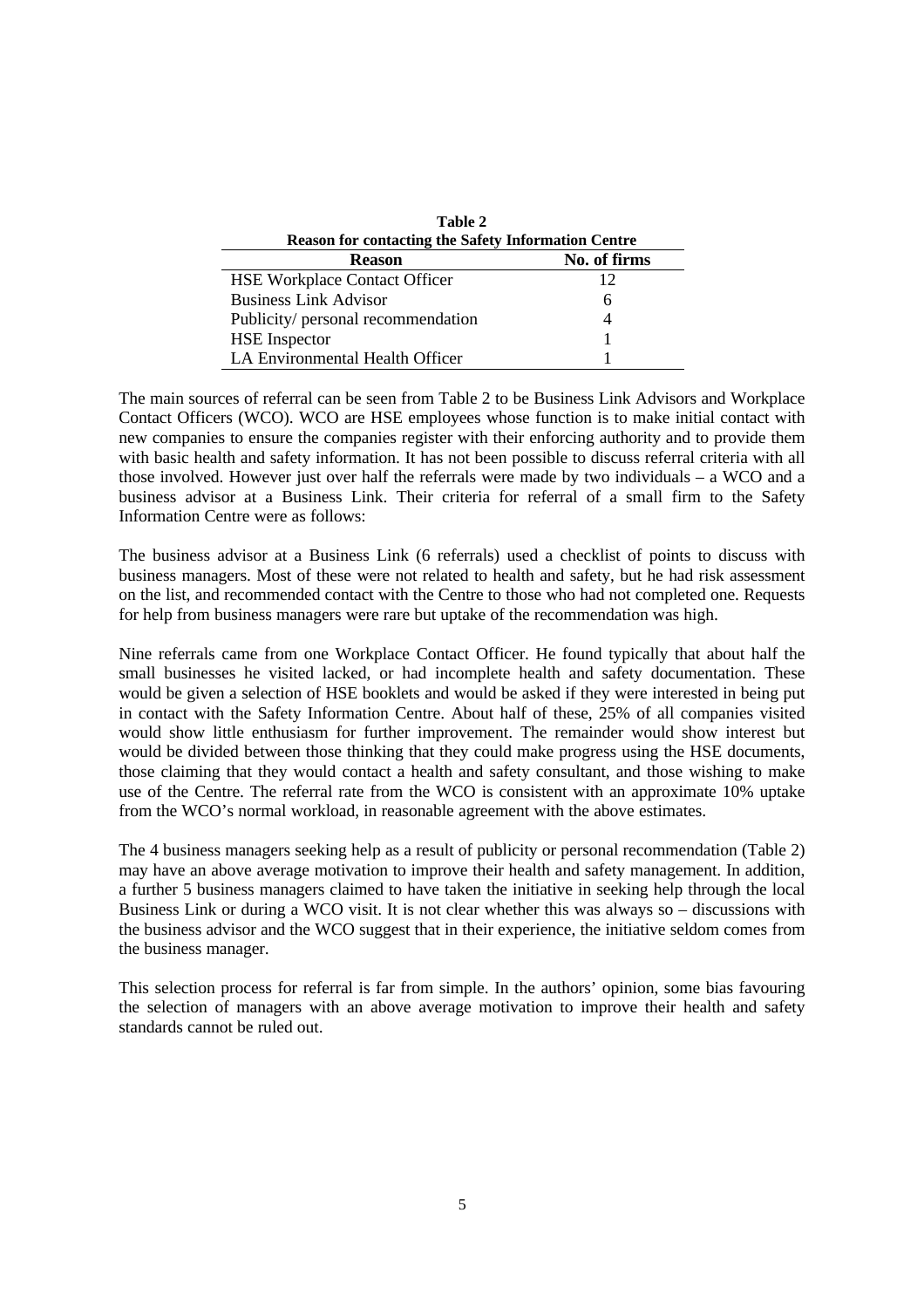**Table 2**
**Reason for contacting the Safety Information Centre**

| Reason | No. of firms |
|---|---|
| HSE Workplace Contact Officer | 12 |
| Business Link Advisor | 6 |
| Publicity/ personal recommendation | 4 |
| HSE Inspector | 1 |
| LA Environmental Health Officer | 1 |

The main sources of referral can be seen from Table 2 to be Business Link Advisors and Workplace Contact Officers (WCO). WCO are HSE employees whose function is to make initial contact with new companies to ensure the companies register with their enforcing authority and to provide them with basic health and safety information. It has not been possible to discuss referral criteria with all those involved. However just over half the referrals were made by two individuals – a WCO and a business advisor at a Business Link. Their criteria for referral of a small firm to the Safety Information Centre were as follows:

The business advisor at a Business Link (6 referrals) used a checklist of points to discuss with business managers. Most of these were not related to health and safety, but he had risk assessment on the list, and recommended contact with the Centre to those who had not completed one. Requests for help from business managers were rare but uptake of the recommendation was high.

Nine referrals came from one Workplace Contact Officer. He found typically that about half the small businesses he visited lacked, or had incomplete health and safety documentation. These would be given a selection of HSE booklets and would be asked if they were interested in being put in contact with the Safety Information Centre. About half of these, 25% of all companies visited would show little enthusiasm for further improvement. The remainder would show interest but would be divided between those thinking that they could make progress using the HSE documents, those claiming that they would contact a health and safety consultant, and those wishing to make use of the Centre. The referral rate from the WCO is consistent with an approximate 10% uptake from the WCO's normal workload, in reasonable agreement with the above estimates.

The 4 business managers seeking help as a result of publicity or personal recommendation (Table 2) may have an above average motivation to improve their health and safety management. In addition, a further 5 business managers claimed to have taken the initiative in seeking help through the local Business Link or during a WCO visit. It is not clear whether this was always so – discussions with the business advisor and the WCO suggest that in their experience, the initiative seldom comes from the business manager.

This selection process for referral is far from simple. In the authors' opinion, some bias favouring the selection of managers with an above average motivation to improve their health and safety standards cannot be ruled out.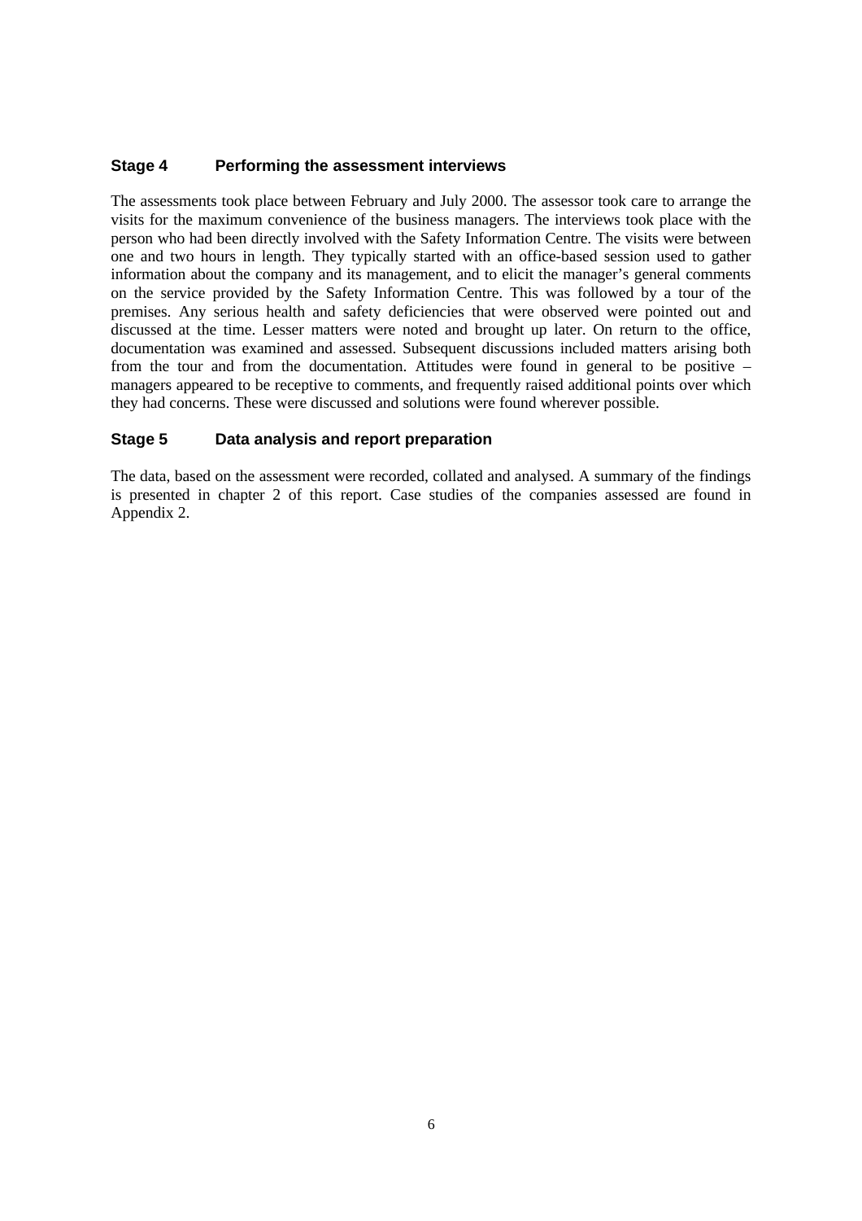### Stage 4 Performing the assessment interviews

The assessments took place between February and July 2000. The assessor took care to arrange the visits for the maximum convenience of the business managers. The interviews took place with the person who had been directly involved with the Safety Information Centre. The visits were between one and two hours in length. They typically started with an office-based session used to gather information about the company and its management, and to elicit the manager's general comments on the service provided by the Safety Information Centre. This was followed by a tour of the premises. Any serious health and safety deficiencies that were observed were pointed out and discussed at the time. Lesser matters were noted and brought up later. On return to the office, documentation was examined and assessed. Subsequent discussions included matters arising both from the tour and from the documentation. Attitudes were found in general to be positive – managers appeared to be receptive to comments, and frequently raised additional points over which they had concerns. These were discussed and solutions were found wherever possible.

### Stage 5 Data analysis and report preparation

The data, based on the assessment were recorded, collated and analysed. A summary of the findings is presented in chapter 2 of this report. Case studies of the companies assessed are found in Appendix 2.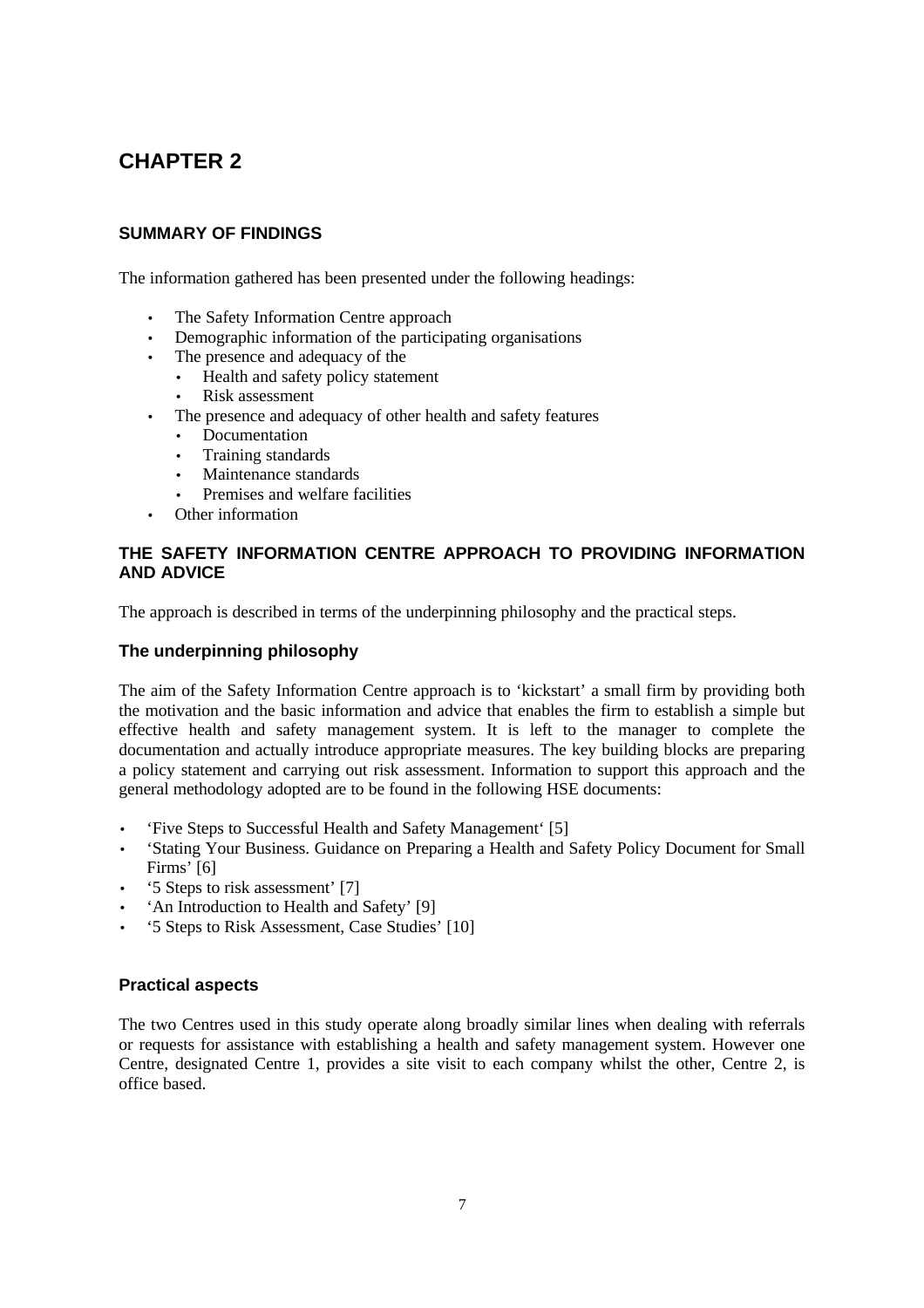# CHAPTER 2

## SUMMARY OF FINDINGS

The information gathered has been presented under the following headings:

- The Safety Information Centre approach
- Demographic information of the participating organisations
- The presence and adequacy of the
  - Health and safety policy statement
  - Risk assessment
- The presence and adequacy of other health and safety features
  - Documentation
  - Training standards
  - Maintenance standards
  - Premises and welfare facilities
- Other information

## THE SAFETY INFORMATION CENTRE APPROACH TO PROVIDING INFORMATION AND ADVICE

The approach is described in terms of the underpinning philosophy and the practical steps.

### The underpinning philosophy

The aim of the Safety Information Centre approach is to 'kickstart' a small firm by providing both the motivation and the basic information and advice that enables the firm to establish a simple but effective health and safety management system. It is left to the manager to complete the documentation and actually introduce appropriate measures. The key building blocks are preparing a policy statement and carrying out risk assessment. Information to support this approach and the general methodology adopted are to be found in the following HSE documents:

- 'Five Steps to Successful Health and Safety Management' [5]
- 'Stating Your Business. Guidance on Preparing a Health and Safety Policy Document for Small Firms' [6]
- '5 Steps to risk assessment' [7]
- 'An Introduction to Health and Safety' [9]
- '5 Steps to Risk Assessment, Case Studies' [10]

### Practical aspects

The two Centres used in this study operate along broadly similar lines when dealing with referrals or requests for assistance with establishing a health and safety management system. However one Centre, designated Centre 1, provides a site visit to each company whilst the other, Centre 2, is office based.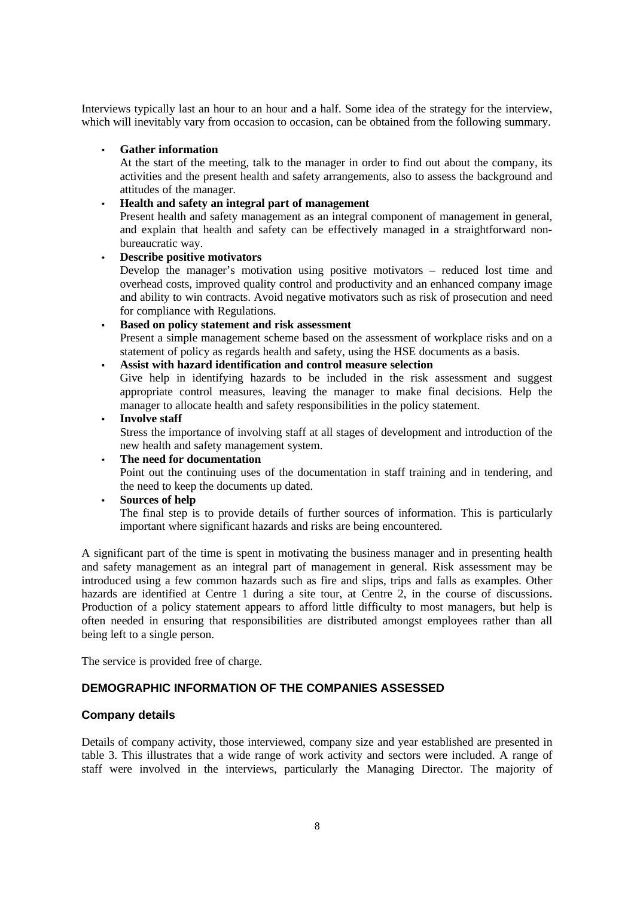Interviews typically last an hour to an hour and a half. Some idea of the strategy for the interview, which will inevitably vary from occasion to occasion, can be obtained from the following summary.

- **Gather information**
  At the start of the meeting, talk to the manager in order to find out about the company, its activities and the present health and safety arrangements, also to assess the background and attitudes of the manager.
- **Health and safety an integral part of management**
  Present health and safety management as an integral component of management in general, and explain that health and safety can be effectively managed in a straightforward non-bureaucratic way.
- **Describe positive motivators**
  Develop the manager's motivation using positive motivators – reduced lost time and overhead costs, improved quality control and productivity and an enhanced company image and ability to win contracts. Avoid negative motivators such as risk of prosecution and need for compliance with Regulations.
- **Based on policy statement and risk assessment**
  Present a simple management scheme based on the assessment of workplace risks and on a statement of policy as regards health and safety, using the HSE documents as a basis.
- **Assist with hazard identification and control measure selection**
  Give help in identifying hazards to be included in the risk assessment and suggest appropriate control measures, leaving the manager to make final decisions. Help the manager to allocate health and safety responsibilities in the policy statement.
- **Involve staff**
  Stress the importance of involving staff at all stages of development and introduction of the new health and safety management system.
- **The need for documentation**
  Point out the continuing uses of the documentation in staff training and in tendering, and the need to keep the documents up dated.
- **Sources of help**
  The final step is to provide details of further sources of information. This is particularly important where significant hazards and risks are being encountered.

A significant part of the time is spent in motivating the business manager and in presenting health and safety management as an integral part of management in general. Risk assessment may be introduced using a few common hazards such as fire and slips, trips and falls as examples. Other hazards are identified at Centre 1 during a site tour, at Centre 2, in the course of discussions. Production of a policy statement appears to afford little difficulty to most managers, but help is often needed in ensuring that responsibilities are distributed amongst employees rather than all being left to a single person.

The service is provided free of charge.

## DEMOGRAPHIC INFORMATION OF THE COMPANIES ASSESSED

### Company details

Details of company activity, those interviewed, company size and year established are presented in table 3. This illustrates that a wide range of work activity and sectors were included. A range of staff were involved in the interviews, particularly the Managing Director. The majority of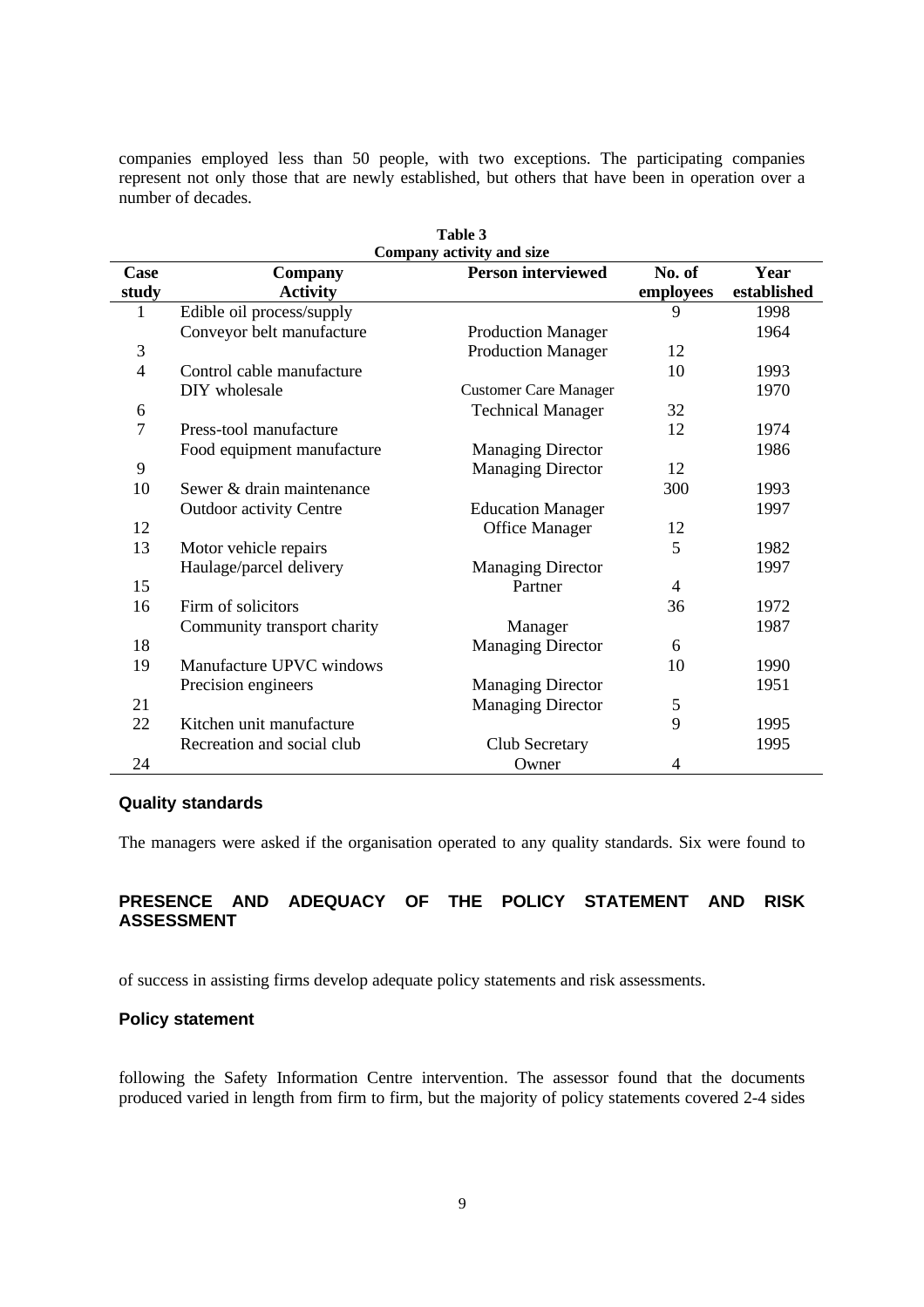companies employed less than 50 people, with two exceptions. The participating companies represent not only those that are newly established, but others that have been in operation over a number of decades.

**Table 3**
**Company activity and size**

| Case study | Company Activity | Person interviewed | No. of employees | Year established |
|---|---|---|---|---|
| 1 | Edible oil process/supply | | 9 | 1998 |
| | Conveyor belt manufacture | Production Manager | | 1964 |
| 3 | | Production Manager | 12 | |
| 4 | Control cable manufacture | | 10 | 1993 |
| | DIY wholesale | Customer Care Manager | | 1970 |
| 6 | | Technical Manager | 32 | |
| 7 | Press-tool manufacture | | 12 | 1974 |
| | Food equipment manufacture | Managing Director | | 1986 |
| 9 | | Managing Director | 12 | |
| 10 | Sewer & drain maintenance | | 300 | 1993 |
| | Outdoor activity Centre | Education Manager | | 1997 |
| 12 | | Office Manager | 12 | |
| 13 | Motor vehicle repairs | | 5 | 1982 |
| | Haulage/parcel delivery | Managing Director | | 1997 |
| 15 | | Partner | 4 | |
| 16 | Firm of solicitors | | 36 | 1972 |
| | Community transport charity | Manager | | 1987 |
| 18 | | Managing Director | 6 | |
| 19 | Manufacture UPVC windows | | 10 | 1990 |
| | Precision engineers | Managing Director | | 1951 |
| 21 | | Managing Director | 5 | |
| 22 | Kitchen unit manufacture | | 9 | 1995 |
| | Recreation and social club | Club Secretary | | 1995 |
| 24 | | Owner | 4 | |

### Quality standards

The managers were asked if the organisation operated to any quality standards. Six were found to

## PRESENCE AND ADEQUACY OF THE POLICY STATEMENT AND RISK ASSESSMENT

of success in assisting firms develop adequate policy statements and risk assessments.

### Policy statement

following the Safety Information Centre intervention. The assessor found that the documents produced varied in length from firm to firm, but the majority of policy statements covered 2-4 sides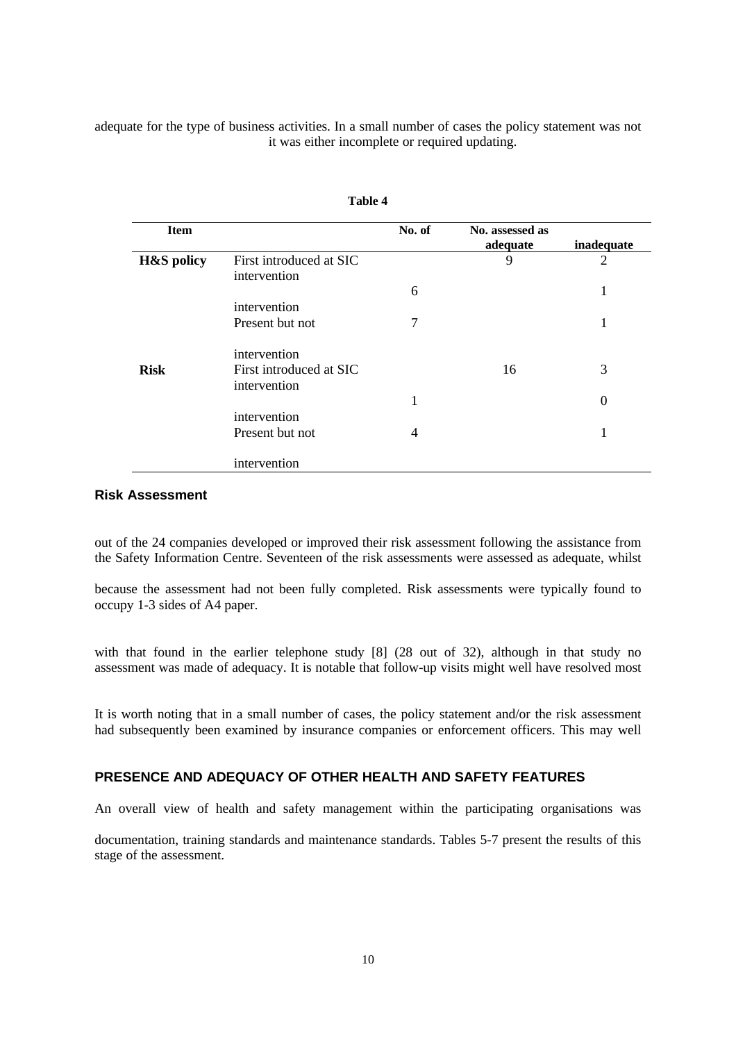adequate for the type of business activities. In a small number of cases the policy statement was not it was either incomplete or required updating.

**Table 4**

| Item | | No. of | No. assessed as adequate | inadequate |
|---|---|---|---|---|
| **H&S policy** | First introduced at SIC intervention | | 9 | 2 |
| | intervention | 6 | | 1 |
| | Present but not intervention | 7 | | 1 |
| **Risk** | First introduced at SIC intervention | | 16 | 3 |
| | intervention | 1 | | 0 |
| | Present but not intervention | 4 | | 1 |

### Risk Assessment

out of the 24 companies developed or improved their risk assessment following the assistance from the Safety Information Centre. Seventeen of the risk assessments were assessed as adequate, whilst

because the assessment had not been fully completed. Risk assessments were typically found to occupy 1-3 sides of A4 paper.

with that found in the earlier telephone study [8] (28 out of 32), although in that study no assessment was made of adequacy. It is notable that follow-up visits might well have resolved most

It is worth noting that in a small number of cases, the policy statement and/or the risk assessment had subsequently been examined by insurance companies or enforcement officers. This may well

## PRESENCE AND ADEQUACY OF OTHER HEALTH AND SAFETY FEATURES

An overall view of health and safety management within the participating organisations was

documentation, training standards and maintenance standards. Tables 5-7 present the results of this stage of the assessment.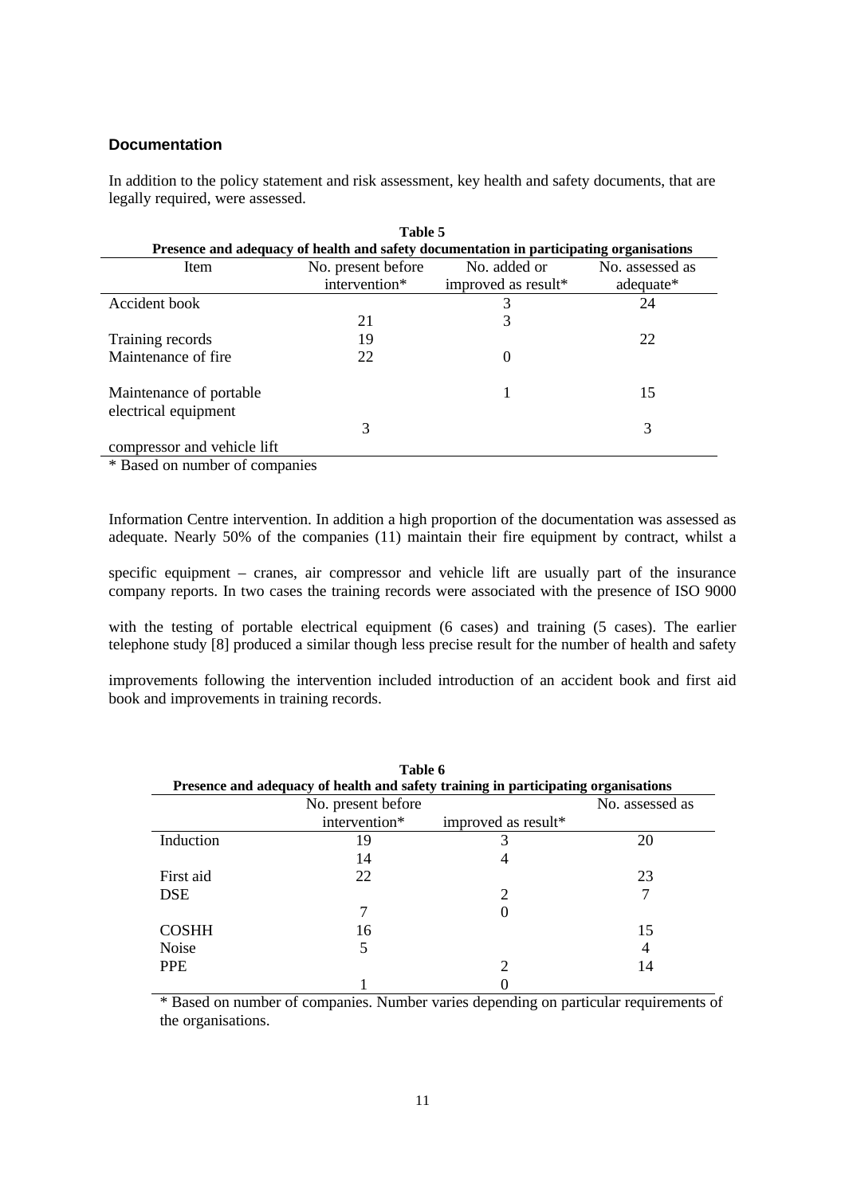## Documentation

In addition to the policy statement and risk assessment, key health and safety documents, that are legally required, were assessed.

**Table 5**
**Presence and adequacy of health and safety documentation in participating organisations**

| Item | No. present before intervention* | No. added or improved as result* | No. assessed as adequate* |
|---|---|---|---|
| Accident book | | 3 | 24 |
| | 21 | 3 | |
| Training records | 19 | | 22 |
| Maintenance of fire | 22 | 0 | |
| Maintenance of portable electrical equipment | | 1 | 15 |
| | 3 | | 3 |
| compressor and vehicle lift | | | |

\* Based on number of companies

Information Centre intervention. In addition a high proportion of the documentation was assessed as adequate. Nearly 50% of the companies (11) maintain their fire equipment by contract, whilst a

specific equipment – cranes, air compressor and vehicle lift are usually part of the insurance company reports. In two cases the training records were associated with the presence of ISO 9000

with the testing of portable electrical equipment (6 cases) and training (5 cases). The earlier telephone study [8] produced a similar though less precise result for the number of health and safety

improvements following the intervention included introduction of an accident book and first aid book and improvements in training records.

**Table 6**
**Presence and adequacy of health and safety training in participating organisations**

| | No. present before intervention* | improved as result* | No. assessed as |
|---|---|---|---|
| Induction | 19 | 3 | 20 |
| | 14 | 4 | |
| First aid | 22 | | 23 |
| DSE | | 2 | 7 |
| | 7 | 0 | |
| COSHH | 16 | | 15 |
| Noise | 5 | | 4 |
| PPE | | 2 | 14 |
| | 1 | 0 | |

\* Based on number of companies. Number varies depending on particular requirements of the organisations.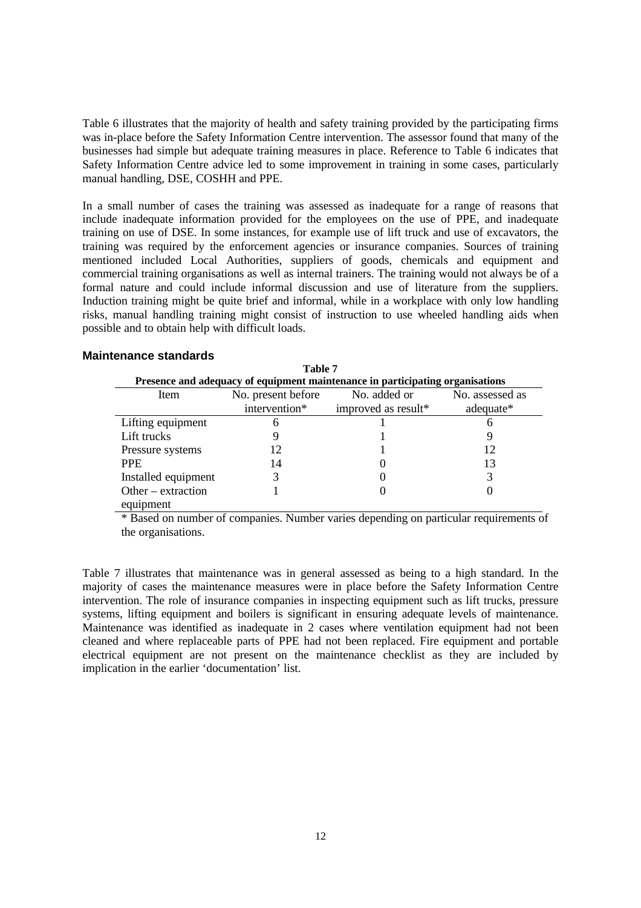Table 6 illustrates that the majority of health and safety training provided by the participating firms was in-place before the Safety Information Centre intervention. The assessor found that many of the businesses had simple but adequate training measures in place. Reference to Table 6 indicates that Safety Information Centre advice led to some improvement in training in some cases, particularly manual handling, DSE, COSHH and PPE.

In a small number of cases the training was assessed as inadequate for a range of reasons that include inadequate information provided for the employees on the use of PPE, and inadequate training on use of DSE. In some instances, for example use of lift truck and use of excavators, the training was required by the enforcement agencies or insurance companies. Sources of training mentioned included Local Authorities, suppliers of goods, chemicals and equipment and commercial training organisations as well as internal trainers. The training would not always be of a formal nature and could include informal discussion and use of literature from the suppliers. Induction training might be quite brief and informal, while in a workplace with only low handling risks, manual handling training might consist of instruction to use wheeled handling aids when possible and to obtain help with difficult loads.

## Maintenance standards

**Table 7**

**Presence and adequacy of equipment maintenance in participating organisations**

| Item | No. present before intervention* | No. added or improved as result* | No. assessed as adequate* |
|---|---|---|---|
| Lifting equipment | 6 | 1 | 6 |
| Lift trucks | 9 | 1 | 9 |
| Pressure systems | 12 | 1 | 12 |
| PPE | 14 | 0 | 13 |
| Installed equipment | 3 | 0 | 3 |
| Other – extraction equipment | 1 | 0 | 0 |

* Based on number of companies. Number varies depending on particular requirements of the organisations.

Table 7 illustrates that maintenance was in general assessed as being to a high standard. In the majority of cases the maintenance measures were in place before the Safety Information Centre intervention. The role of insurance companies in inspecting equipment such as lift trucks, pressure systems, lifting equipment and boilers is significant in ensuring adequate levels of maintenance. Maintenance was identified as inadequate in 2 cases where ventilation equipment had not been cleaned and where replaceable parts of PPE had not been replaced. Fire equipment and portable electrical equipment are not present on the maintenance checklist as they are included by implication in the earlier 'documentation' list.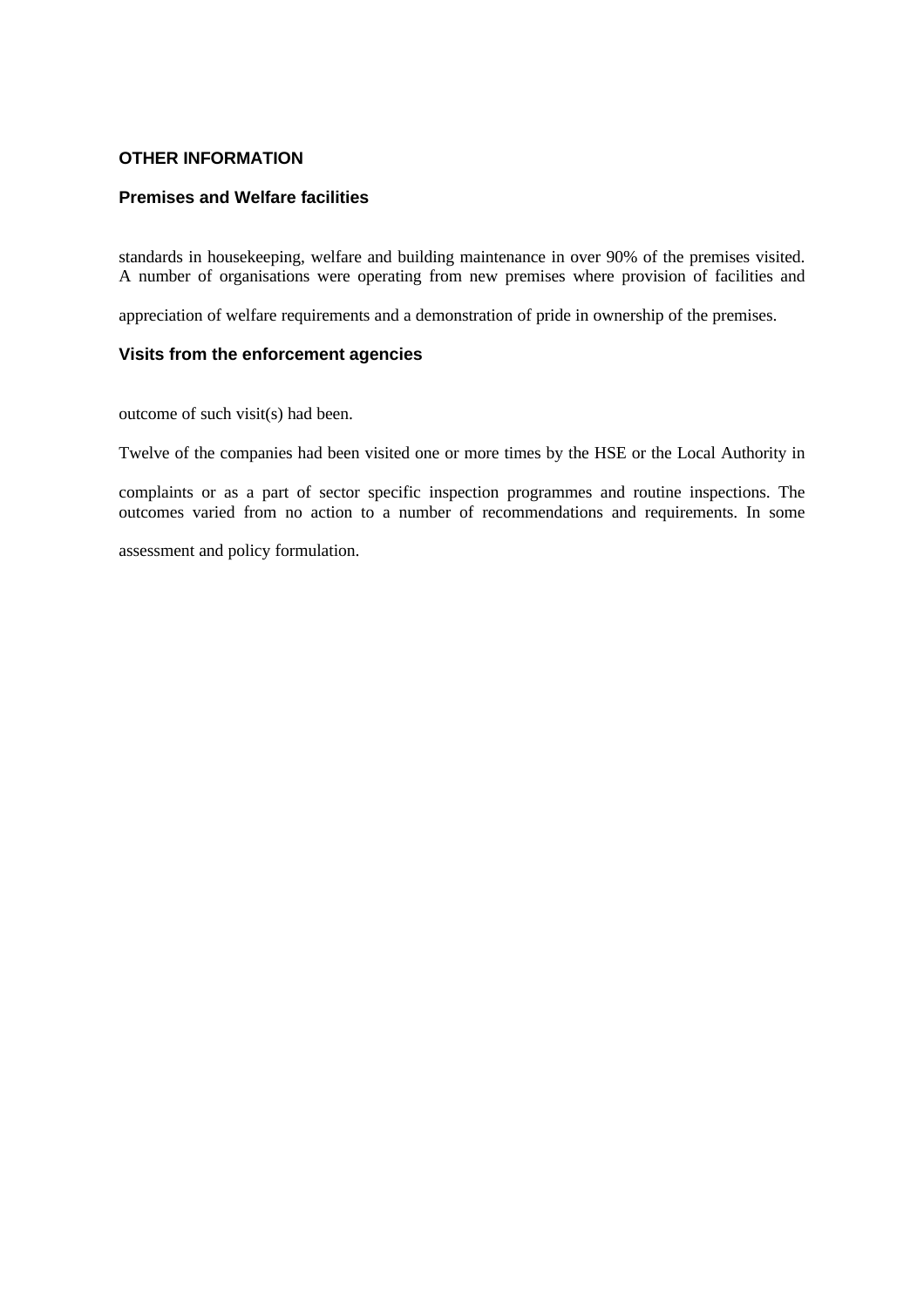**OTHER INFORMATION**

**Premises and Welfare facilities**

standards in housekeeping, welfare and building maintenance in over 90% of the premises visited. A number of organisations were operating from new premises where provision of facilities and

appreciation of welfare requirements and a demonstration of pride in ownership of the premises.

**Visits from the enforcement agencies**

outcome of such visit(s) had been.

Twelve of the companies had been visited one or more times by the HSE or the Local Authority in

complaints or as a part of sector specific inspection programmes and routine inspections. The outcomes varied from no action to a number of recommendations and requirements. In some

assessment and policy formulation.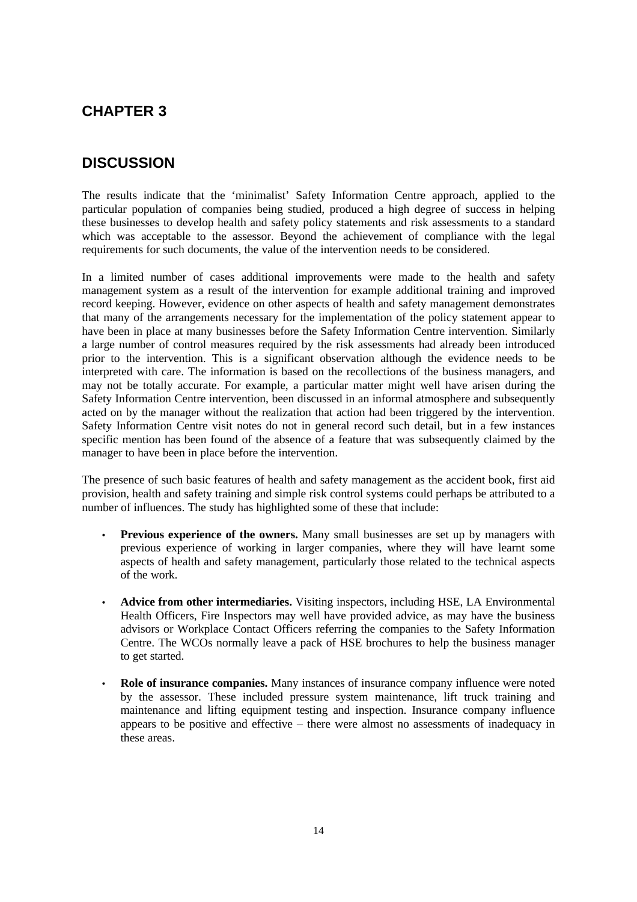# CHAPTER 3

## DISCUSSION

The results indicate that the 'minimalist' Safety Information Centre approach, applied to the particular population of companies being studied, produced a high degree of success in helping these businesses to develop health and safety policy statements and risk assessments to a standard which was acceptable to the assessor. Beyond the achievement of compliance with the legal requirements for such documents, the value of the intervention needs to be considered.

In a limited number of cases additional improvements were made to the health and safety management system as a result of the intervention for example additional training and improved record keeping. However, evidence on other aspects of health and safety management demonstrates that many of the arrangements necessary for the implementation of the policy statement appear to have been in place at many businesses before the Safety Information Centre intervention. Similarly a large number of control measures required by the risk assessments had already been introduced prior to the intervention. This is a significant observation although the evidence needs to be interpreted with care. The information is based on the recollections of the business managers, and may not be totally accurate. For example, a particular matter might well have arisen during the Safety Information Centre intervention, been discussed in an informal atmosphere and subsequently acted on by the manager without the realization that action had been triggered by the intervention. Safety Information Centre visit notes do not in general record such detail, but in a few instances specific mention has been found of the absence of a feature that was subsequently claimed by the manager to have been in place before the intervention.

The presence of such basic features of health and safety management as the accident book, first aid provision, health and safety training and simple risk control systems could perhaps be attributed to a number of influences. The study has highlighted some of these that include:

- **Previous experience of the owners.** Many small businesses are set up by managers with previous experience of working in larger companies, where they will have learnt some aspects of health and safety management, particularly those related to the technical aspects of the work.

- **Advice from other intermediaries.** Visiting inspectors, including HSE, LA Environmental Health Officers, Fire Inspectors may well have provided advice, as may have the business advisors or Workplace Contact Officers referring the companies to the Safety Information Centre. The WCOs normally leave a pack of HSE brochures to help the business manager to get started.

- **Role of insurance companies.** Many instances of insurance company influence were noted by the assessor. These included pressure system maintenance, lift truck training and maintenance and lifting equipment testing and inspection. Insurance company influence appears to be positive and effective – there were almost no assessments of inadequacy in these areas.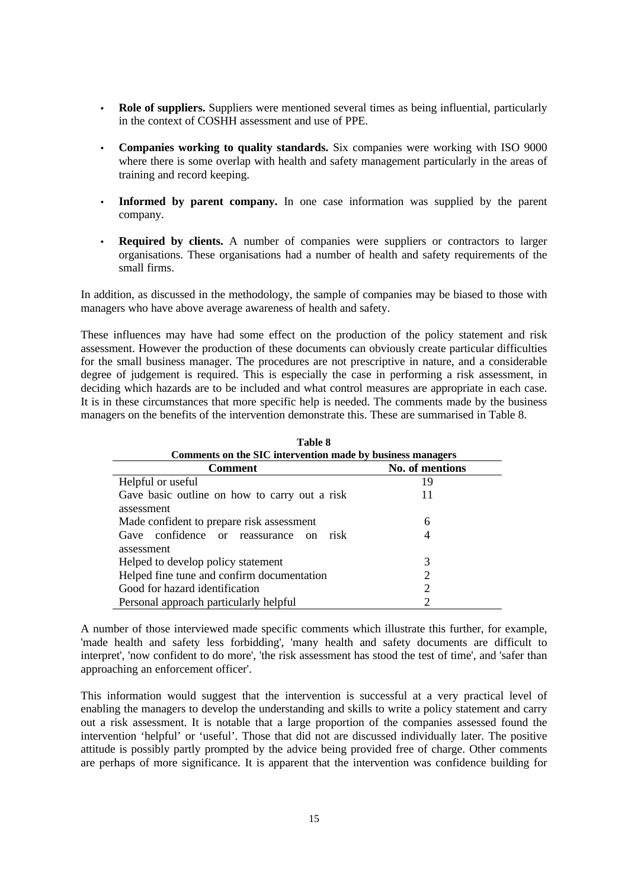- **Role of suppliers.** Suppliers were mentioned several times as being influential, particularly in the context of COSHH assessment and use of PPE.

- **Companies working to quality standards.** Six companies were working with ISO 9000 where there is some overlap with health and safety management particularly in the areas of training and record keeping.

- **Informed by parent company.** In one case information was supplied by the parent company.

- **Required by clients.** A number of companies were suppliers or contractors to larger organisations. These organisations had a number of health and safety requirements of the small firms.

In addition, as discussed in the methodology, the sample of companies may be biased to those with managers who have above average awareness of health and safety.

These influences may have had some effect on the production of the policy statement and risk assessment. However the production of these documents can obviously create particular difficulties for the small business manager. The procedures are not prescriptive in nature, and a considerable degree of judgement is required. This is especially the case in performing a risk assessment, in deciding which hazards are to be included and what control measures are appropriate in each case. It is in these circumstances that more specific help is needed. The comments made by the business managers on the benefits of the intervention demonstrate this. These are summarised in Table 8.

**Table 8**
**Comments on the SIC intervention made by business managers**

| Comment | No. of mentions |
|---|---|
| Helpful or useful | 19 |
| Gave basic outline on how to carry out a risk assessment | 11 |
| Made confident to prepare risk assessment | 6 |
| Gave confidence or reassurance on risk assessment | 4 |
| Helped to develop policy statement | 3 |
| Helped fine tune and confirm documentation | 2 |
| Good for hazard identification | 2 |
| Personal approach particularly helpful | 2 |

A number of those interviewed made specific comments which illustrate this further, for example, 'made health and safety less forbidding', 'many health and safety documents are difficult to interpret', 'now confident to do more', 'the risk assessment has stood the test of time', and 'safer than approaching an enforcement officer'.

This information would suggest that the intervention is successful at a very practical level of enabling the managers to develop the understanding and skills to write a policy statement and carry out a risk assessment. It is notable that a large proportion of the companies assessed found the intervention 'helpful' or 'useful'. Those that did not are discussed individually later. The positive attitude is possibly partly prompted by the advice being provided free of charge. Other comments are perhaps of more significance. It is apparent that the intervention was confidence building for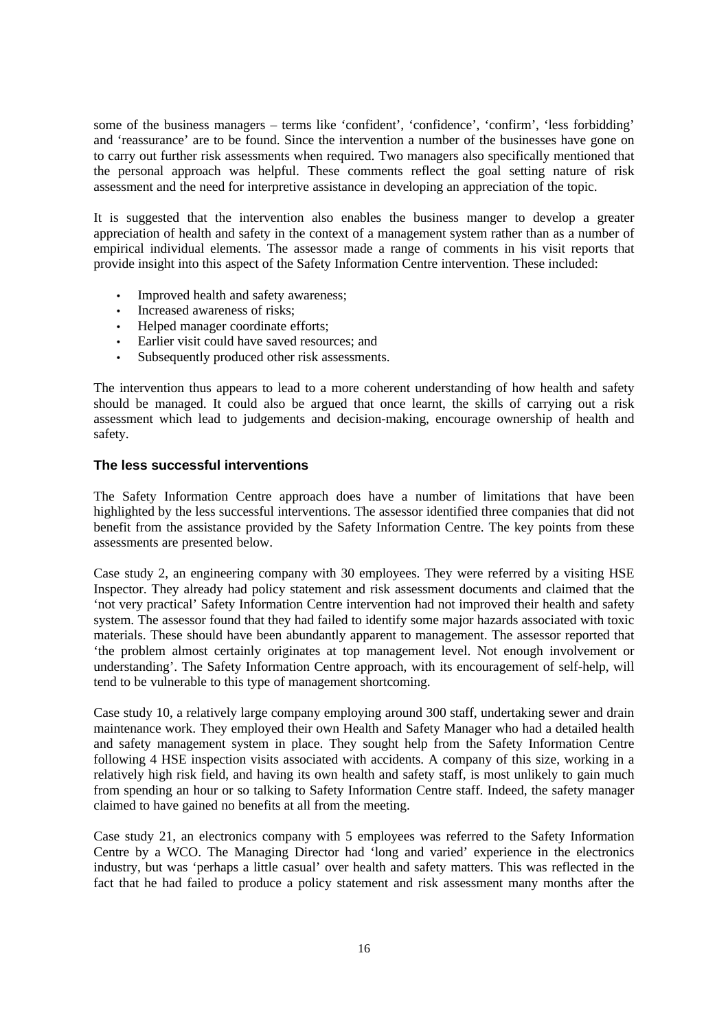some of the business managers – terms like 'confident', 'confidence', 'confirm', 'less forbidding' and 'reassurance' are to be found. Since the intervention a number of the businesses have gone on to carry out further risk assessments when required. Two managers also specifically mentioned that the personal approach was helpful. These comments reflect the goal setting nature of risk assessment and the need for interpretive assistance in developing an appreciation of the topic.

It is suggested that the intervention also enables the business manger to develop a greater appreciation of health and safety in the context of a management system rather than as a number of empirical individual elements. The assessor made a range of comments in his visit reports that provide insight into this aspect of the Safety Information Centre intervention. These included:

- Improved health and safety awareness;
- Increased awareness of risks;
- Helped manager coordinate efforts;
- Earlier visit could have saved resources; and
- Subsequently produced other risk assessments.

The intervention thus appears to lead to a more coherent understanding of how health and safety should be managed. It could also be argued that once learnt, the skills of carrying out a risk assessment which lead to judgements and decision-making, encourage ownership of health and safety.

### The less successful interventions

The Safety Information Centre approach does have a number of limitations that have been highlighted by the less successful interventions. The assessor identified three companies that did not benefit from the assistance provided by the Safety Information Centre. The key points from these assessments are presented below.

Case study 2, an engineering company with 30 employees. They were referred by a visiting HSE Inspector. They already had policy statement and risk assessment documents and claimed that the 'not very practical' Safety Information Centre intervention had not improved their health and safety system. The assessor found that they had failed to identify some major hazards associated with toxic materials. These should have been abundantly apparent to management. The assessor reported that 'the problem almost certainly originates at top management level. Not enough involvement or understanding'. The Safety Information Centre approach, with its encouragement of self-help, will tend to be vulnerable to this type of management shortcoming.

Case study 10, a relatively large company employing around 300 staff, undertaking sewer and drain maintenance work. They employed their own Health and Safety Manager who had a detailed health and safety management system in place. They sought help from the Safety Information Centre following 4 HSE inspection visits associated with accidents. A company of this size, working in a relatively high risk field, and having its own health and safety staff, is most unlikely to gain much from spending an hour or so talking to Safety Information Centre staff. Indeed, the safety manager claimed to have gained no benefits at all from the meeting.

Case study 21, an electronics company with 5 employees was referred to the Safety Information Centre by a WCO. The Managing Director had 'long and varied' experience in the electronics industry, but was 'perhaps a little casual' over health and safety matters. This was reflected in the fact that he had failed to produce a policy statement and risk assessment many months after the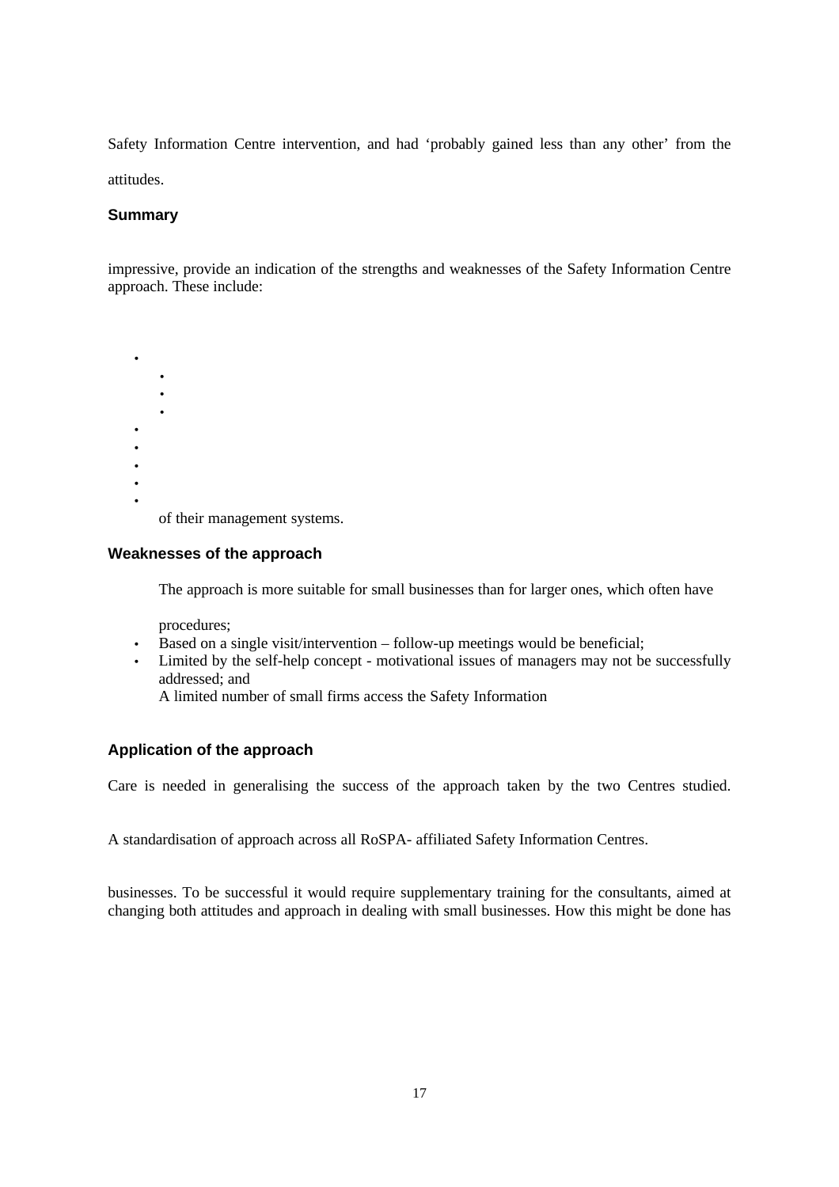Safety Information Centre intervention, and had 'probably gained less than any other' from the

attitudes.

### Summary

impressive, provide an indication of the strengths and weaknesses of the Safety Information Centre approach. These include:

of their management systems.

### Weaknesses of the approach

The approach is more suitable for small businesses than for larger ones, which often have

procedures;

- Based on a single visit/intervention – follow-up meetings would be beneficial;
- Limited by the self-help concept - motivational issues of managers may not be successfully addressed; and

A limited number of small firms access the Safety Information

### Application of the approach

Care is needed in generalising the success of the approach taken by the two Centres studied.

A standardisation of approach across all RoSPA- affiliated Safety Information Centres.

businesses. To be successful it would require supplementary training for the consultants, aimed at changing both attitudes and approach in dealing with small businesses. How this might be done has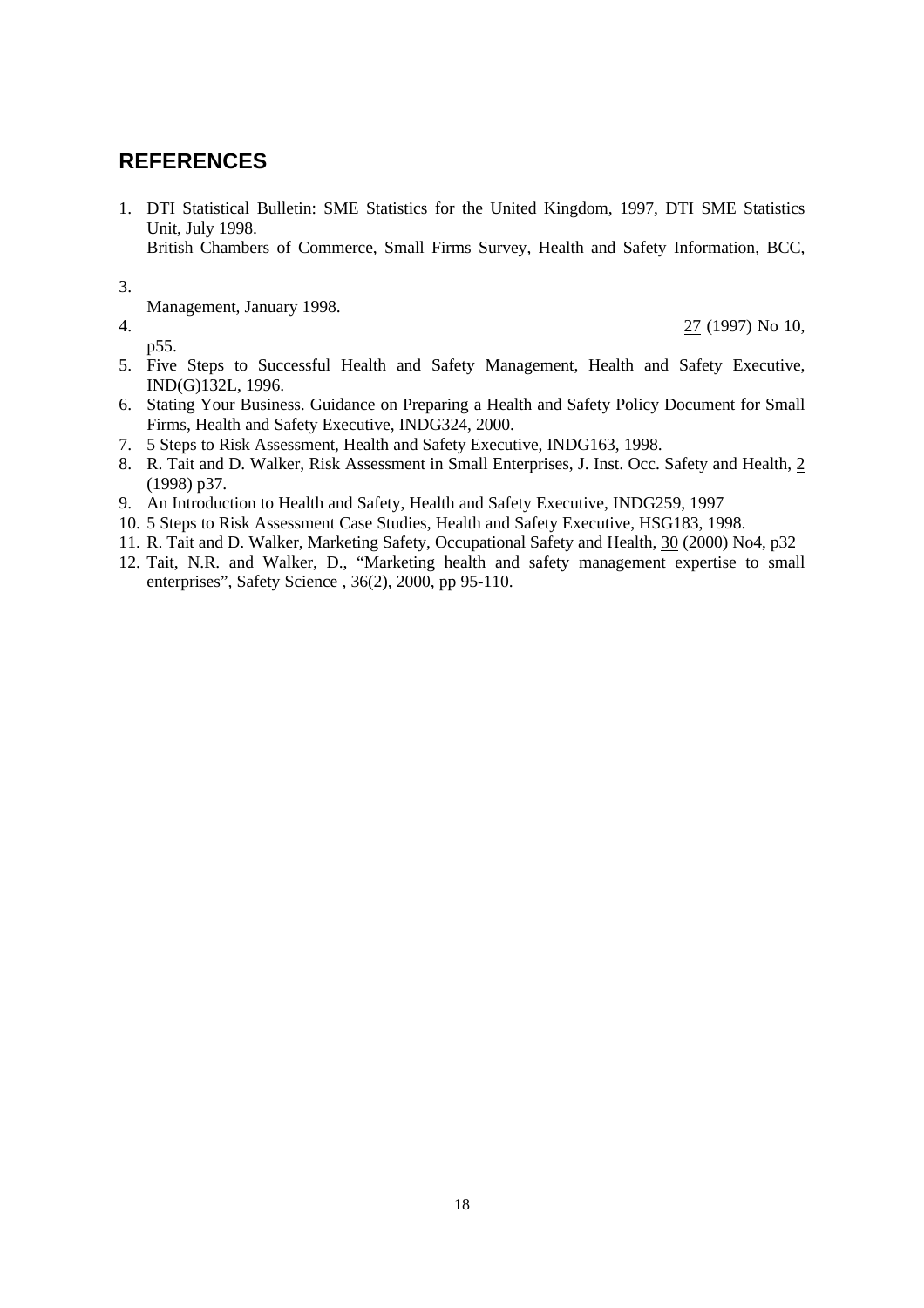## REFERENCES

1. DTI Statistical Bulletin: SME Statistics for the United Kingdom, 1997, DTI SME Statistics Unit, July 1998.
   British Chambers of Commerce, Small Firms Survey, Health and Safety Information, BCC,
3. Management, January 1998.
4. 27 (1997) No 10, p55.
5. Five Steps to Successful Health and Safety Management, Health and Safety Executive, IND(G)132L, 1996.
6. Stating Your Business. Guidance on Preparing a Health and Safety Policy Document for Small Firms, Health and Safety Executive, INDG324, 2000.
7. 5 Steps to Risk Assessment, Health and Safety Executive, INDG163, 1998.
8. R. Tait and D. Walker, Risk Assessment in Small Enterprises, J. Inst. Occ. Safety and Health, 2 (1998) p37.
9. An Introduction to Health and Safety, Health and Safety Executive, INDG259, 1997
10. 5 Steps to Risk Assessment Case Studies, Health and Safety Executive, HSG183, 1998.
11. R. Tait and D. Walker, Marketing Safety, Occupational Safety and Health, 30 (2000) No4, p32
12. Tait, N.R. and Walker, D., "Marketing health and safety management expertise to small enterprises", Safety Science , 36(2), 2000, pp 95-110.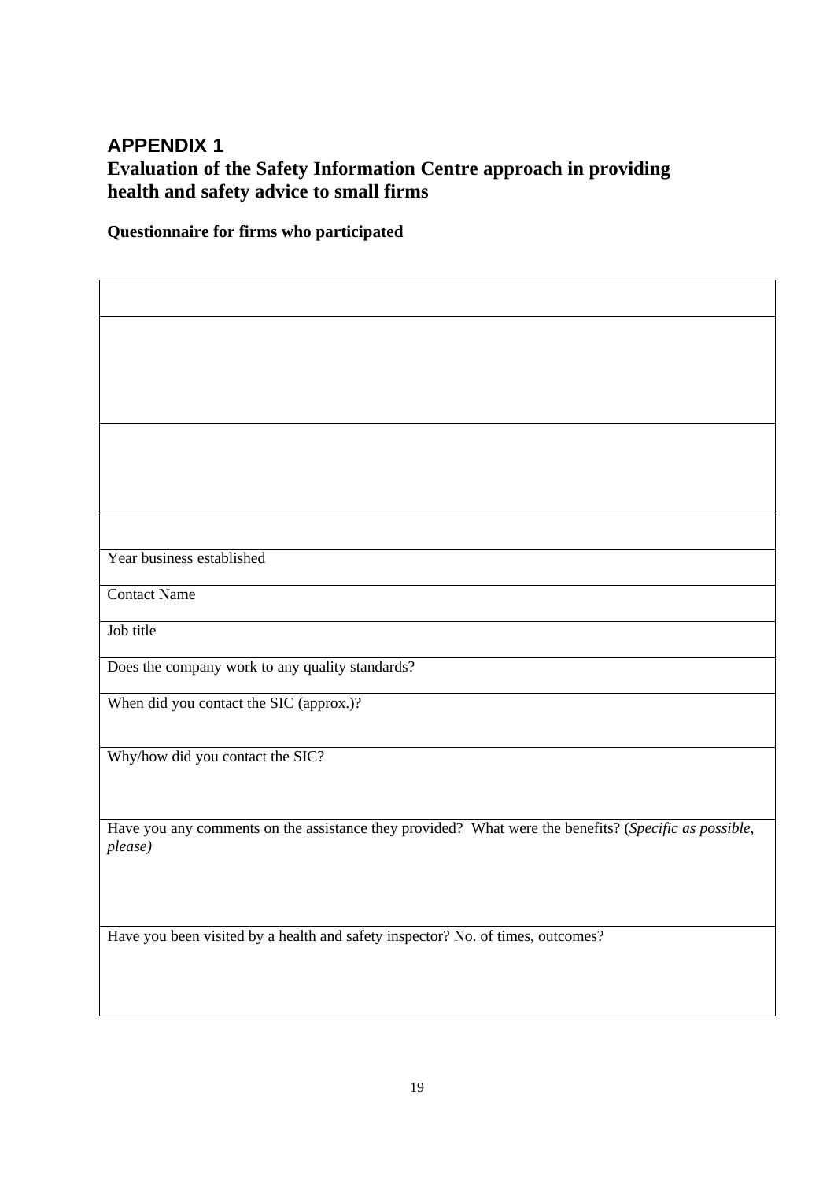# APPENDIX 1

## Evaluation of the Safety Information Centre approach in providing health and safety advice to small firms

**Questionnaire for firms who participated**

| |
|---|
| |
| |
| |
| |
| Year business established |
| Contact Name |
| Job title |
| Does the company work to any quality standards? |
| When did you contact the SIC (approx.)? |
| Why/how did you contact the SIC? |
| Have you any comments on the assistance they provided? What were the benefits? (*Specific as possible, please)* |
| Have you been visited by a health and safety inspector? No. of times, outcomes? |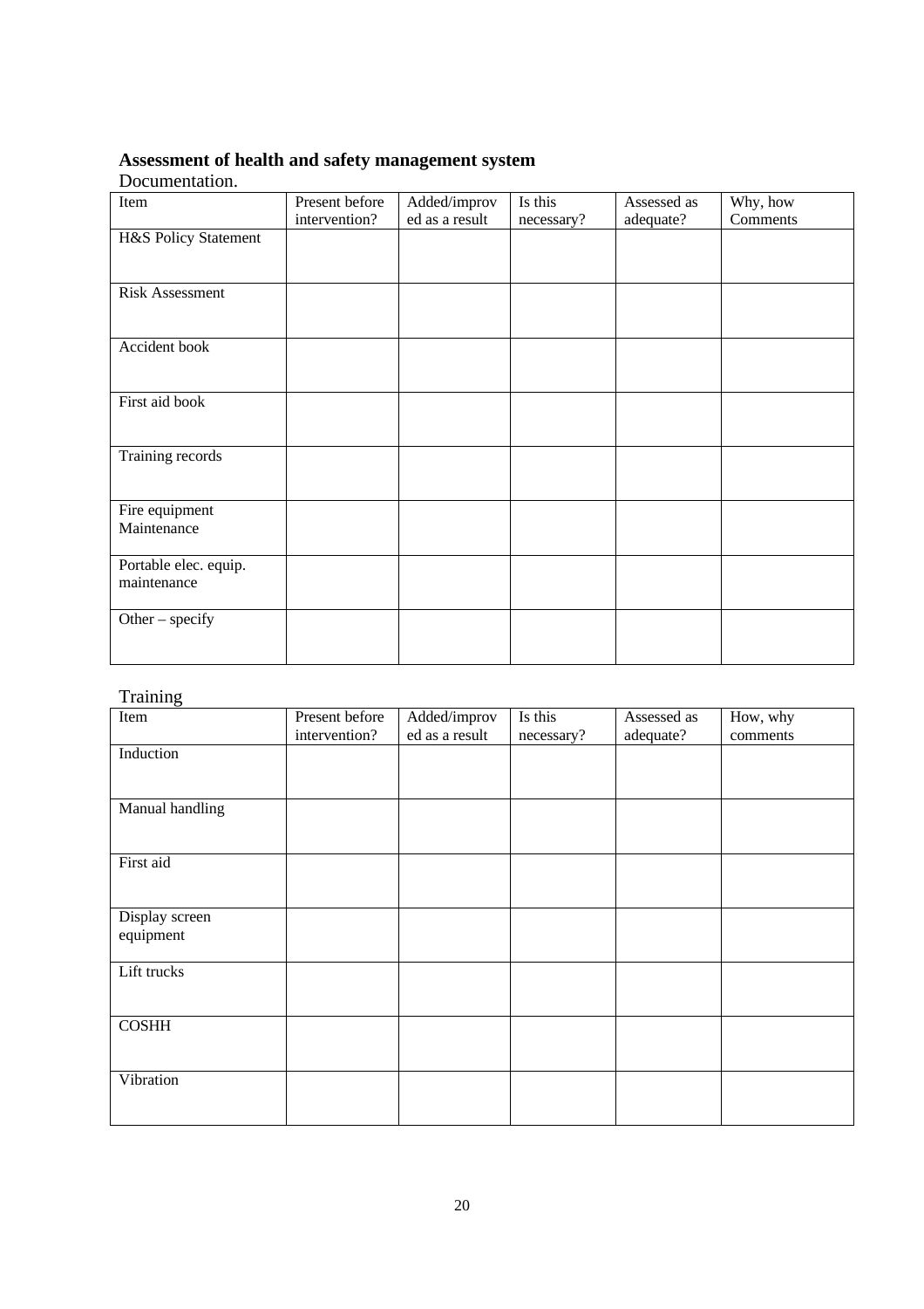**Assessment of health and safety management system**

Documentation.

| Item | Present before intervention? | Added/improved as a result | Is this necessary? | Assessed as adequate? | Why, how Comments |
|---|---|---|---|---|---|
| H&S Policy Statement | | | | | |
| Risk Assessment | | | | | |
| Accident book | | | | | |
| First aid book | | | | | |
| Training records | | | | | |
| Fire equipment Maintenance | | | | | |
| Portable elec. equip. maintenance | | | | | |
| Other – specify | | | | | |

Training

| Item | Present before intervention? | Added/improved as a result | Is this necessary? | Assessed as adequate? | How, why comments |
|---|---|---|---|---|---|
| Induction | | | | | |
| Manual handling | | | | | |
| First aid | | | | | |
| Display screen equipment | | | | | |
| Lift trucks | | | | | |
| COSHH | | | | | |
| Vibration | | | | | |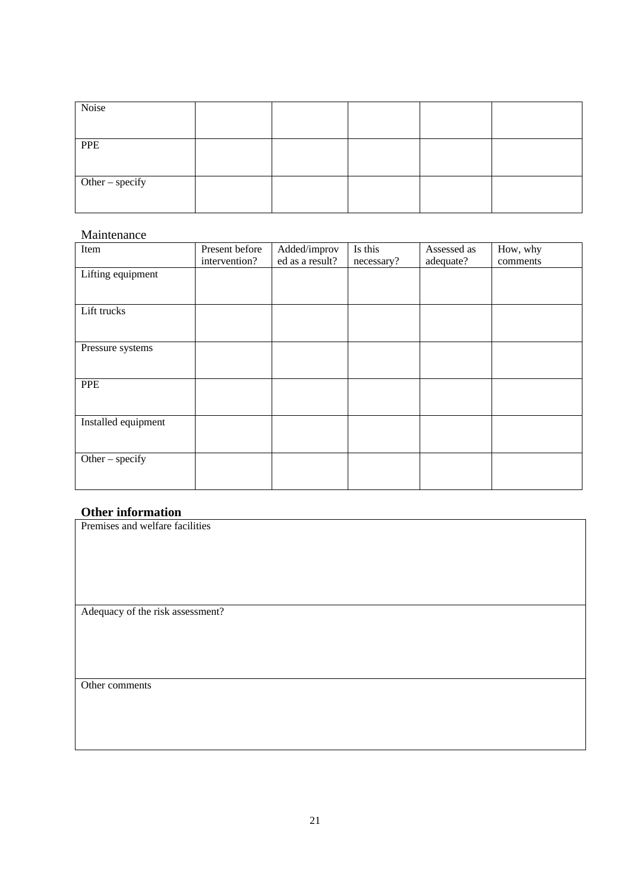| | | | | | |
|---|---|---|---|---|---|
| Noise | | | | | |
| PPE | | | | | |
| Other – specify | | | | | |

Maintenance

| Item | Present before intervention? | Added/improved as a result? | Is this necessary? | Assessed as adequate? | How, why comments |
|---|---|---|---|---|---|
| Lifting equipment | | | | | |
| Lift trucks | | | | | |
| Pressure systems | | | | | |
| PPE | | | | | |
| Installed equipment | | | | | |
| Other – specify | | | | | |

**Other information**

| Other information |
|---|
| Premises and welfare facilities |
| Adequacy of the risk assessment? |
| Other comments |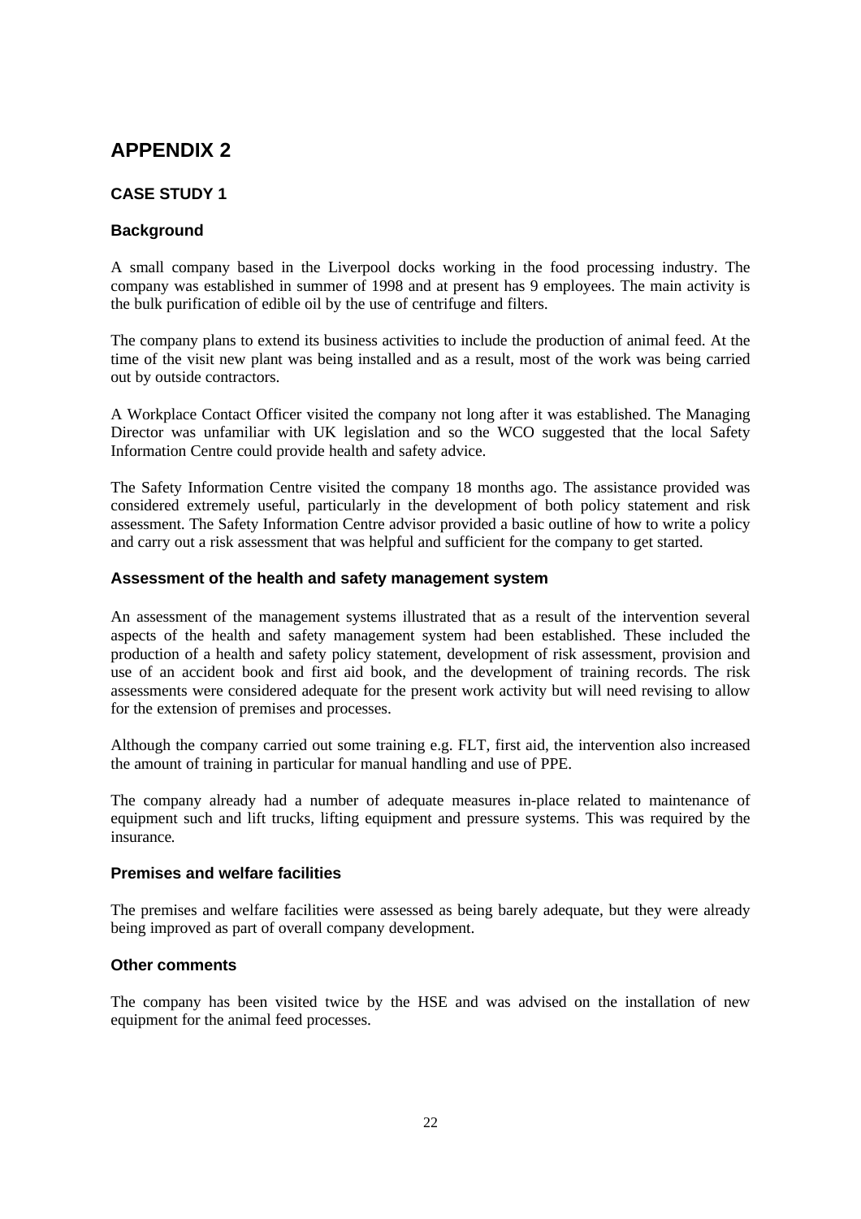# APPENDIX 2

## CASE STUDY 1

### Background

A small company based in the Liverpool docks working in the food processing industry. The company was established in summer of 1998 and at present has 9 employees. The main activity is the bulk purification of edible oil by the use of centrifuge and filters.

The company plans to extend its business activities to include the production of animal feed. At the time of the visit new plant was being installed and as a result, most of the work was being carried out by outside contractors.

A Workplace Contact Officer visited the company not long after it was established. The Managing Director was unfamiliar with UK legislation and so the WCO suggested that the local Safety Information Centre could provide health and safety advice.

The Safety Information Centre visited the company 18 months ago. The assistance provided was considered extremely useful, particularly in the development of both policy statement and risk assessment. The Safety Information Centre advisor provided a basic outline of how to write a policy and carry out a risk assessment that was helpful and sufficient for the company to get started.

### Assessment of the health and safety management system

An assessment of the management systems illustrated that as a result of the intervention several aspects of the health and safety management system had been established. These included the production of a health and safety policy statement, development of risk assessment, provision and use of an accident book and first aid book, and the development of training records. The risk assessments were considered adequate for the present work activity but will need revising to allow for the extension of premises and processes.

Although the company carried out some training e.g. FLT, first aid, the intervention also increased the amount of training in particular for manual handling and use of PPE.

The company already had a number of adequate measures in-place related to maintenance of equipment such and lift trucks, lifting equipment and pressure systems. This was required by the insurance.

### Premises and welfare facilities

The premises and welfare facilities were assessed as being barely adequate, but they were already being improved as part of overall company development.

### Other comments

The company has been visited twice by the HSE and was advised on the installation of new equipment for the animal feed processes.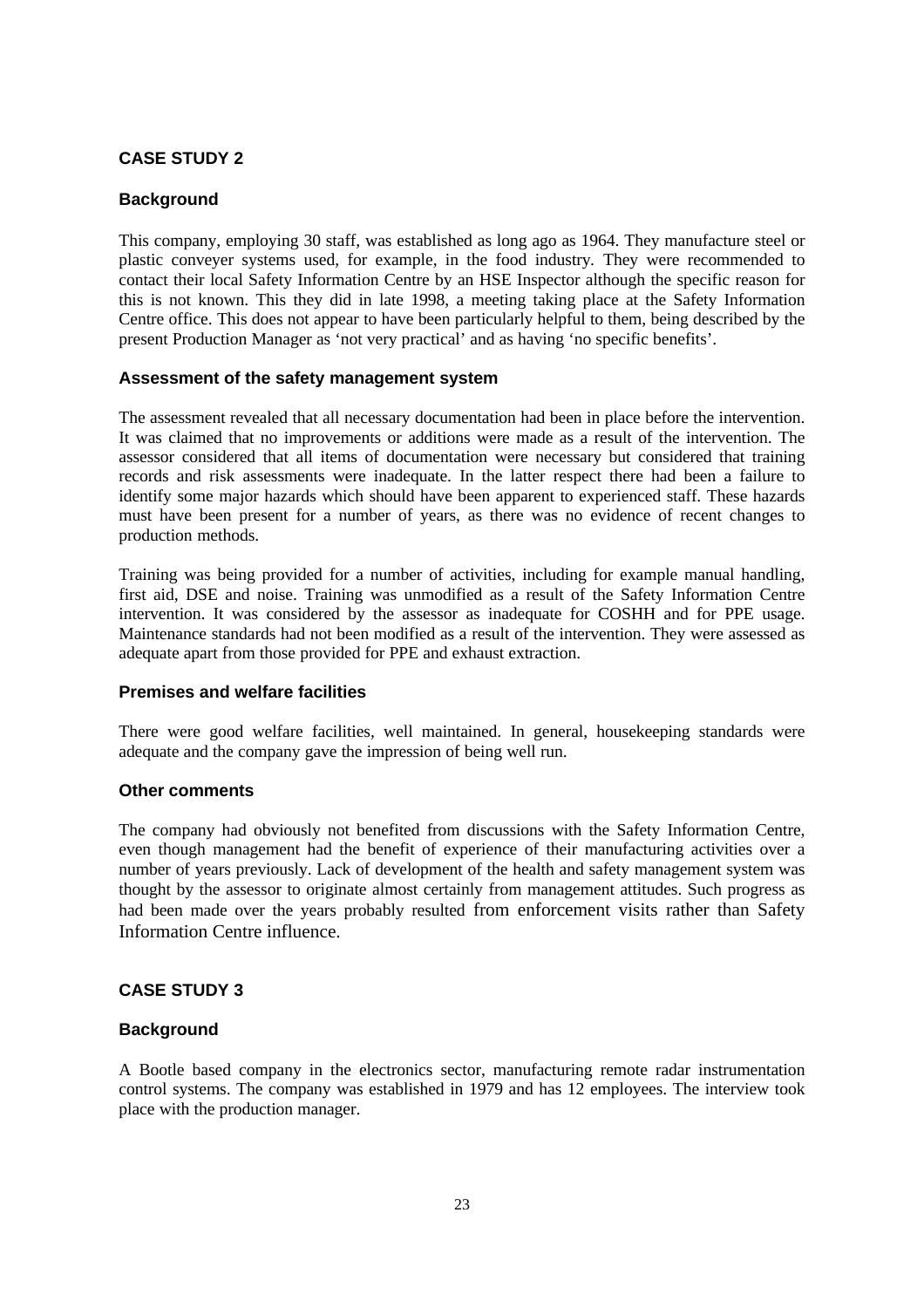## CASE STUDY 2

### Background

This company, employing 30 staff, was established as long ago as 1964. They manufacture steel or plastic conveyer systems used, for example, in the food industry. They were recommended to contact their local Safety Information Centre by an HSE Inspector although the specific reason for this is not known. This they did in late 1998, a meeting taking place at the Safety Information Centre office. This does not appear to have been particularly helpful to them, being described by the present Production Manager as 'not very practical' and as having 'no specific benefits'.

### Assessment of the safety management system

The assessment revealed that all necessary documentation had been in place before the intervention. It was claimed that no improvements or additions were made as a result of the intervention. The assessor considered that all items of documentation were necessary but considered that training records and risk assessments were inadequate. In the latter respect there had been a failure to identify some major hazards which should have been apparent to experienced staff. These hazards must have been present for a number of years, as there was no evidence of recent changes to production methods.

Training was being provided for a number of activities, including for example manual handling, first aid, DSE and noise. Training was unmodified as a result of the Safety Information Centre intervention. It was considered by the assessor as inadequate for COSHH and for PPE usage. Maintenance standards had not been modified as a result of the intervention. They were assessed as adequate apart from those provided for PPE and exhaust extraction.

### Premises and welfare facilities

There were good welfare facilities, well maintained. In general, housekeeping standards were adequate and the company gave the impression of being well run.

### Other comments

The company had obviously not benefited from discussions with the Safety Information Centre, even though management had the benefit of experience of their manufacturing activities over a number of years previously. Lack of development of the health and safety management system was thought by the assessor to originate almost certainly from management attitudes. Such progress as had been made over the years probably resulted from enforcement visits rather than Safety Information Centre influence.

## CASE STUDY 3

### Background

A Bootle based company in the electronics sector, manufacturing remote radar instrumentation control systems. The company was established in 1979 and has 12 employees. The interview took place with the production manager.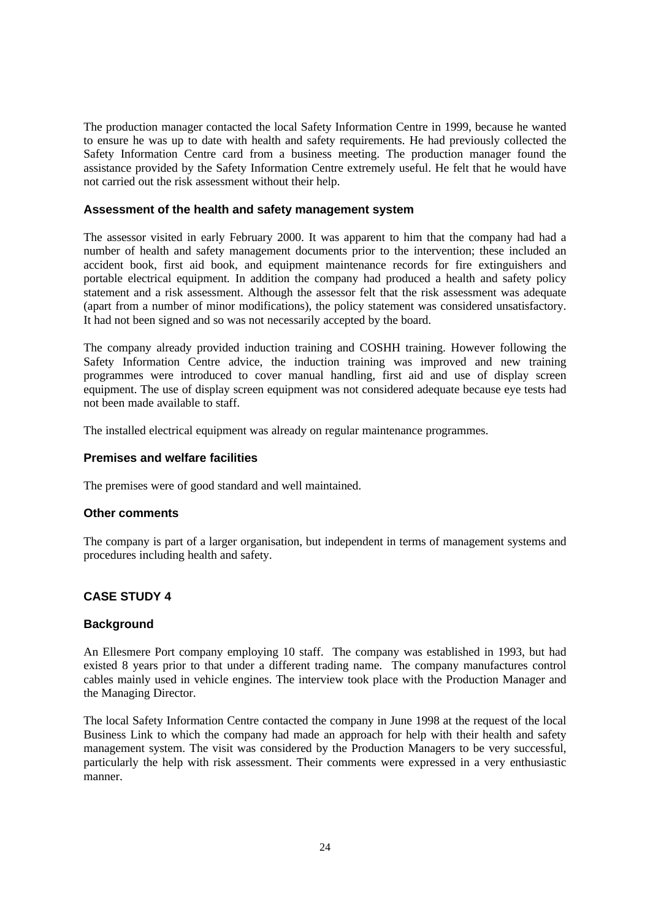The production manager contacted the local Safety Information Centre in 1999, because he wanted to ensure he was up to date with health and safety requirements. He had previously collected the Safety Information Centre card from a business meeting. The production manager found the assistance provided by the Safety Information Centre extremely useful. He felt that he would have not carried out the risk assessment without their help.

### Assessment of the health and safety management system

The assessor visited in early February 2000. It was apparent to him that the company had had a number of health and safety management documents prior to the intervention; these included an accident book, first aid book, and equipment maintenance records for fire extinguishers and portable electrical equipment. In addition the company had produced a health and safety policy statement and a risk assessment. Although the assessor felt that the risk assessment was adequate (apart from a number of minor modifications), the policy statement was considered unsatisfactory. It had not been signed and so was not necessarily accepted by the board.

The company already provided induction training and COSHH training. However following the Safety Information Centre advice, the induction training was improved and new training programmes were introduced to cover manual handling, first aid and use of display screen equipment. The use of display screen equipment was not considered adequate because eye tests had not been made available to staff.

The installed electrical equipment was already on regular maintenance programmes.

### Premises and welfare facilities

The premises were of good standard and well maintained.

### Other comments

The company is part of a larger organisation, but independent in terms of management systems and procedures including health and safety.

## CASE STUDY 4

### Background

An Ellesmere Port company employing 10 staff. The company was established in 1993, but had existed 8 years prior to that under a different trading name. The company manufactures control cables mainly used in vehicle engines. The interview took place with the Production Manager and the Managing Director.

The local Safety Information Centre contacted the company in June 1998 at the request of the local Business Link to which the company had made an approach for help with their health and safety management system. The visit was considered by the Production Managers to be very successful, particularly the help with risk assessment. Their comments were expressed in a very enthusiastic manner.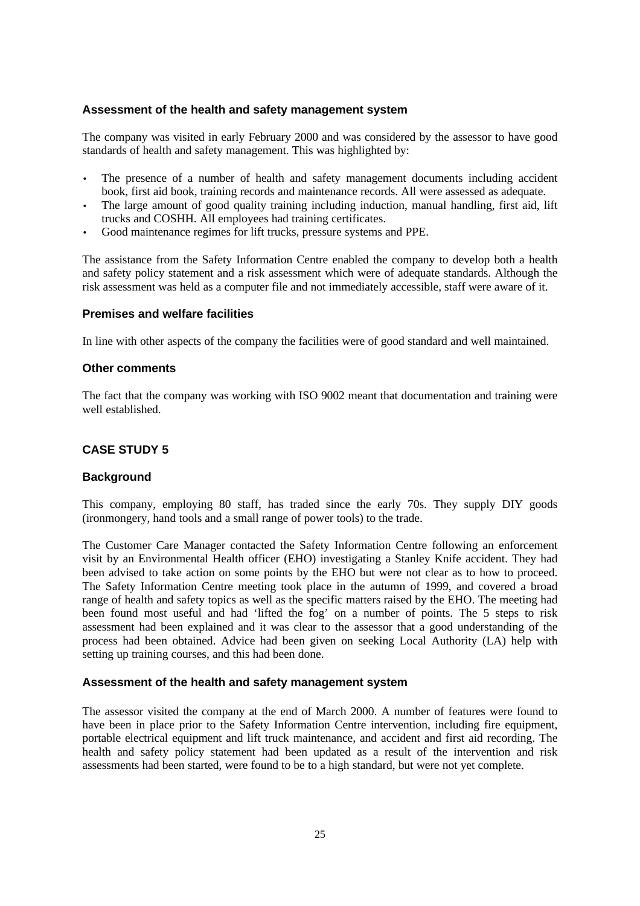### Assessment of the health and safety management system

The company was visited in early February 2000 and was considered by the assessor to have good standards of health and safety management. This was highlighted by:

- The presence of a number of health and safety management documents including accident book, first aid book, training records and maintenance records. All were assessed as adequate.
- The large amount of good quality training including induction, manual handling, first aid, lift trucks and COSHH. All employees had training certificates.
- Good maintenance regimes for lift trucks, pressure systems and PPE.

The assistance from the Safety Information Centre enabled the company to develop both a health and safety policy statement and a risk assessment which were of adequate standards. Although the risk assessment was held as a computer file and not immediately accessible, staff were aware of it.

### Premises and welfare facilities

In line with other aspects of the company the facilities were of good standard and well maintained.

### Other comments

The fact that the company was working with ISO 9002 meant that documentation and training were well established.

## CASE STUDY 5

### Background

This company, employing 80 staff, has traded since the early 70s. They supply DIY goods (ironmongery, hand tools and a small range of power tools) to the trade.

The Customer Care Manager contacted the Safety Information Centre following an enforcement visit by an Environmental Health officer (EHO) investigating a Stanley Knife accident. They had been advised to take action on some points by the EHO but were not clear as to how to proceed. The Safety Information Centre meeting took place in the autumn of 1999, and covered a broad range of health and safety topics as well as the specific matters raised by the EHO. The meeting had been found most useful and had 'lifted the fog' on a number of points. The 5 steps to risk assessment had been explained and it was clear to the assessor that a good understanding of the process had been obtained. Advice had been given on seeking Local Authority (LA) help with setting up training courses, and this had been done.

### Assessment of the health and safety management system

The assessor visited the company at the end of March 2000. A number of features were found to have been in place prior to the Safety Information Centre intervention, including fire equipment, portable electrical equipment and lift truck maintenance, and accident and first aid recording. The health and safety policy statement had been updated as a result of the intervention and risk assessments had been started, were found to be to a high standard, but were not yet complete.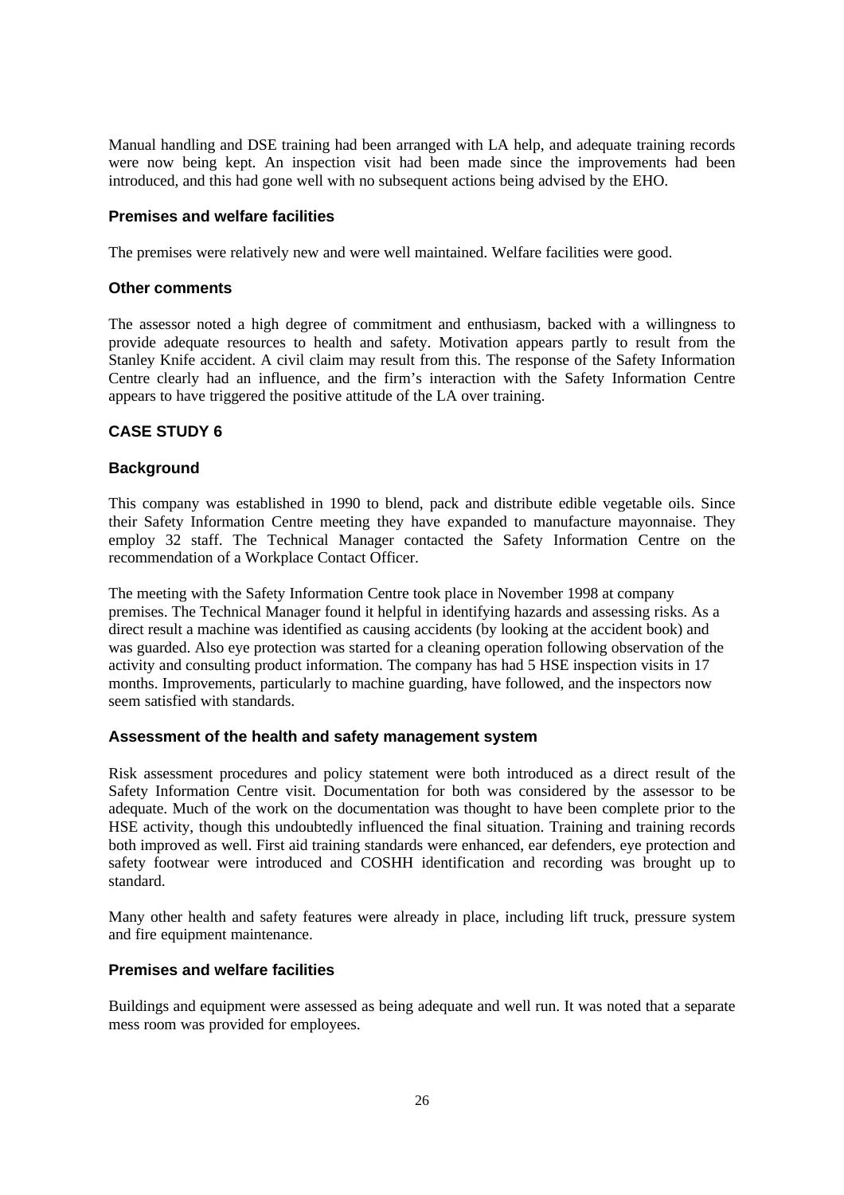Manual handling and DSE training had been arranged with LA help, and adequate training records were now being kept. An inspection visit had been made since the improvements had been introduced, and this had gone well with no subsequent actions being advised by the EHO.

### Premises and welfare facilities

The premises were relatively new and were well maintained. Welfare facilities were good.

### Other comments

The assessor noted a high degree of commitment and enthusiasm, backed with a willingness to provide adequate resources to health and safety. Motivation appears partly to result from the Stanley Knife accident. A civil claim may result from this. The response of the Safety Information Centre clearly had an influence, and the firm's interaction with the Safety Information Centre appears to have triggered the positive attitude of the LA over training.

## CASE STUDY 6

### Background

This company was established in 1990 to blend, pack and distribute edible vegetable oils. Since their Safety Information Centre meeting they have expanded to manufacture mayonnaise. They employ 32 staff. The Technical Manager contacted the Safety Information Centre on the recommendation of a Workplace Contact Officer.

The meeting with the Safety Information Centre took place in November 1998 at company premises. The Technical Manager found it helpful in identifying hazards and assessing risks. As a direct result a machine was identified as causing accidents (by looking at the accident book) and was guarded. Also eye protection was started for a cleaning operation following observation of the activity and consulting product information. The company has had 5 HSE inspection visits in 17 months. Improvements, particularly to machine guarding, have followed, and the inspectors now seem satisfied with standards.

### Assessment of the health and safety management system

Risk assessment procedures and policy statement were both introduced as a direct result of the Safety Information Centre visit. Documentation for both was considered by the assessor to be adequate. Much of the work on the documentation was thought to have been complete prior to the HSE activity, though this undoubtedly influenced the final situation. Training and training records both improved as well. First aid training standards were enhanced, ear defenders, eye protection and safety footwear were introduced and COSHH identification and recording was brought up to standard.

Many other health and safety features were already in place, including lift truck, pressure system and fire equipment maintenance.

### Premises and welfare facilities

Buildings and equipment were assessed as being adequate and well run. It was noted that a separate mess room was provided for employees.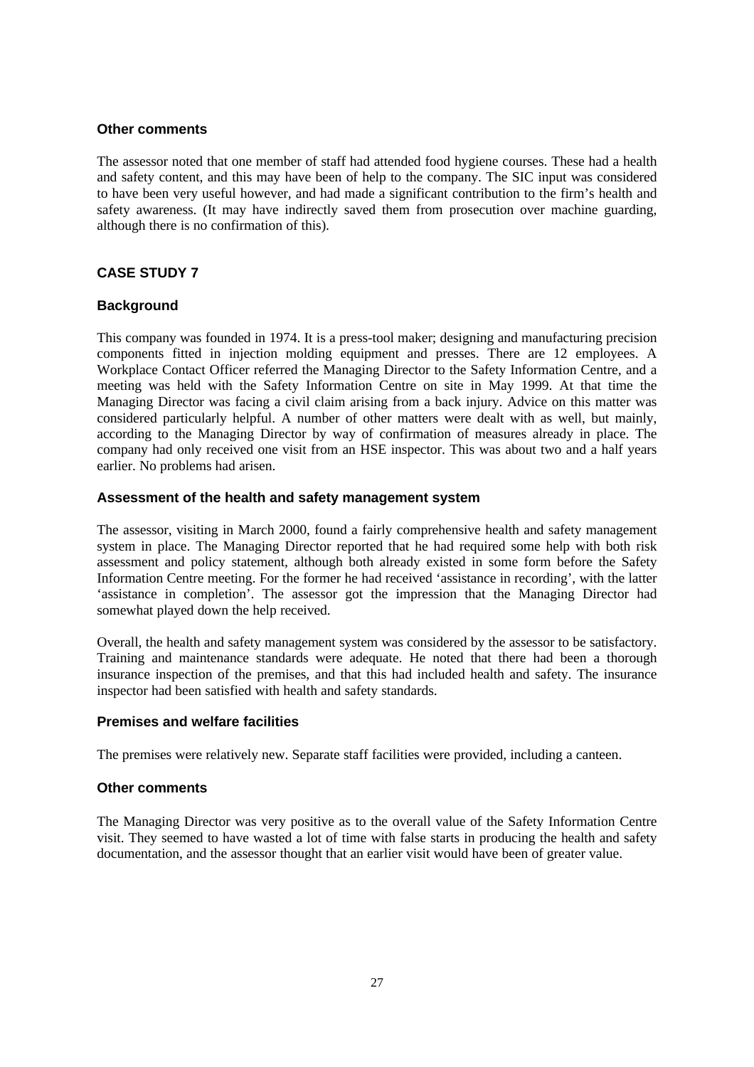### Other comments

The assessor noted that one member of staff had attended food hygiene courses. These had a health and safety content, and this may have been of help to the company. The SIC input was considered to have been very useful however, and had made a significant contribution to the firm's health and safety awareness. (It may have indirectly saved them from prosecution over machine guarding, although there is no confirmation of this).

## CASE STUDY 7

### Background

This company was founded in 1974. It is a press-tool maker; designing and manufacturing precision components fitted in injection molding equipment and presses. There are 12 employees. A Workplace Contact Officer referred the Managing Director to the Safety Information Centre, and a meeting was held with the Safety Information Centre on site in May 1999. At that time the Managing Director was facing a civil claim arising from a back injury. Advice on this matter was considered particularly helpful. A number of other matters were dealt with as well, but mainly, according to the Managing Director by way of confirmation of measures already in place. The company had only received one visit from an HSE inspector. This was about two and a half years earlier. No problems had arisen.

### Assessment of the health and safety management system

The assessor, visiting in March 2000, found a fairly comprehensive health and safety management system in place. The Managing Director reported that he had required some help with both risk assessment and policy statement, although both already existed in some form before the Safety Information Centre meeting. For the former he had received 'assistance in recording', with the latter 'assistance in completion'. The assessor got the impression that the Managing Director had somewhat played down the help received.

Overall, the health and safety management system was considered by the assessor to be satisfactory. Training and maintenance standards were adequate. He noted that there had been a thorough insurance inspection of the premises, and that this had included health and safety. The insurance inspector had been satisfied with health and safety standards.

### Premises and welfare facilities

The premises were relatively new. Separate staff facilities were provided, including a canteen.

### Other comments

The Managing Director was very positive as to the overall value of the Safety Information Centre visit. They seemed to have wasted a lot of time with false starts in producing the health and safety documentation, and the assessor thought that an earlier visit would have been of greater value.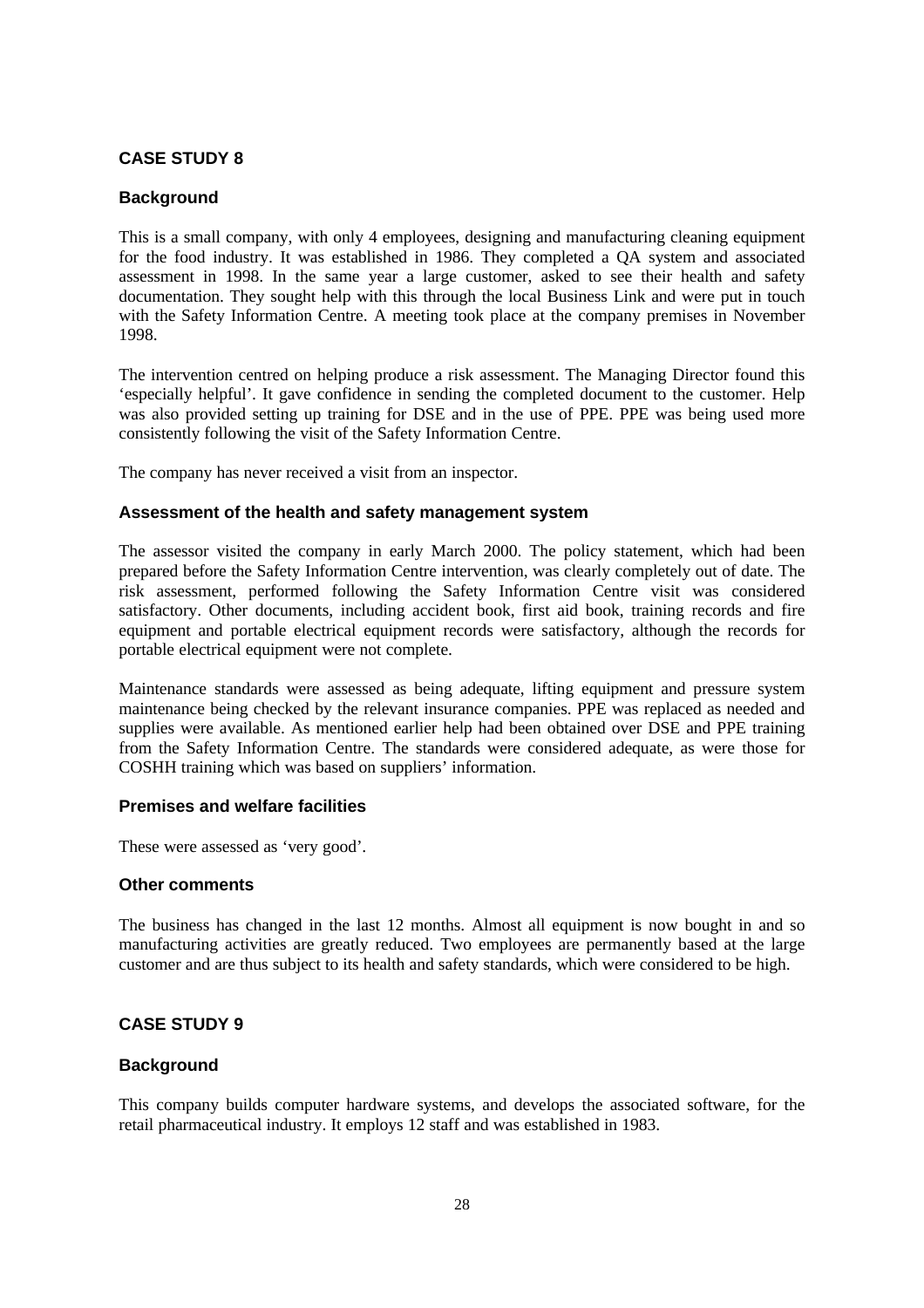## CASE STUDY 8

### Background

This is a small company, with only 4 employees, designing and manufacturing cleaning equipment for the food industry. It was established in 1986. They completed a QA system and associated assessment in 1998. In the same year a large customer, asked to see their health and safety documentation. They sought help with this through the local Business Link and were put in touch with the Safety Information Centre. A meeting took place at the company premises in November 1998.

The intervention centred on helping produce a risk assessment. The Managing Director found this 'especially helpful'. It gave confidence in sending the completed document to the customer. Help was also provided setting up training for DSE and in the use of PPE. PPE was being used more consistently following the visit of the Safety Information Centre.

The company has never received a visit from an inspector.

### Assessment of the health and safety management system

The assessor visited the company in early March 2000. The policy statement, which had been prepared before the Safety Information Centre intervention, was clearly completely out of date. The risk assessment, performed following the Safety Information Centre visit was considered satisfactory. Other documents, including accident book, first aid book, training records and fire equipment and portable electrical equipment records were satisfactory, although the records for portable electrical equipment were not complete.

Maintenance standards were assessed as being adequate, lifting equipment and pressure system maintenance being checked by the relevant insurance companies. PPE was replaced as needed and supplies were available. As mentioned earlier help had been obtained over DSE and PPE training from the Safety Information Centre. The standards were considered adequate, as were those for COSHH training which was based on suppliers' information.

### Premises and welfare facilities

These were assessed as 'very good'.

### Other comments

The business has changed in the last 12 months. Almost all equipment is now bought in and so manufacturing activities are greatly reduced. Two employees are permanently based at the large customer and are thus subject to its health and safety standards, which were considered to be high.

## CASE STUDY 9

### Background

This company builds computer hardware systems, and develops the associated software, for the retail pharmaceutical industry. It employs 12 staff and was established in 1983.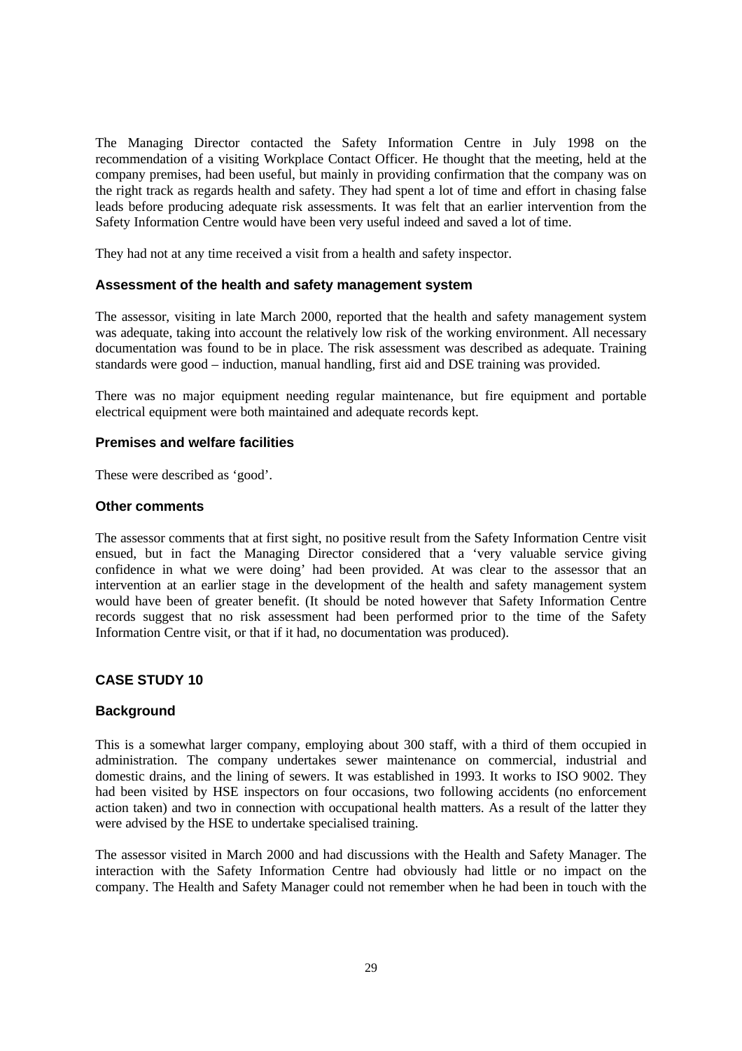The Managing Director contacted the Safety Information Centre in July 1998 on the recommendation of a visiting Workplace Contact Officer. He thought that the meeting, held at the company premises, had been useful, but mainly in providing confirmation that the company was on the right track as regards health and safety. They had spent a lot of time and effort in chasing false leads before producing adequate risk assessments. It was felt that an earlier intervention from the Safety Information Centre would have been very useful indeed and saved a lot of time.

They had not at any time received a visit from a health and safety inspector.

### Assessment of the health and safety management system

The assessor, visiting in late March 2000, reported that the health and safety management system was adequate, taking into account the relatively low risk of the working environment. All necessary documentation was found to be in place. The risk assessment was described as adequate. Training standards were good – induction, manual handling, first aid and DSE training was provided.

There was no major equipment needing regular maintenance, but fire equipment and portable electrical equipment were both maintained and adequate records kept.

### Premises and welfare facilities

These were described as 'good'.

### Other comments

The assessor comments that at first sight, no positive result from the Safety Information Centre visit ensued, but in fact the Managing Director considered that a 'very valuable service giving confidence in what we were doing' had been provided. At was clear to the assessor that an intervention at an earlier stage in the development of the health and safety management system would have been of greater benefit. (It should be noted however that Safety Information Centre records suggest that no risk assessment had been performed prior to the time of the Safety Information Centre visit, or that if it had, no documentation was produced).

## CASE STUDY 10

### Background

This is a somewhat larger company, employing about 300 staff, with a third of them occupied in administration. The company undertakes sewer maintenance on commercial, industrial and domestic drains, and the lining of sewers. It was established in 1993. It works to ISO 9002. They had been visited by HSE inspectors on four occasions, two following accidents (no enforcement action taken) and two in connection with occupational health matters. As a result of the latter they were advised by the HSE to undertake specialised training.

The assessor visited in March 2000 and had discussions with the Health and Safety Manager. The interaction with the Safety Information Centre had obviously had little or no impact on the company. The Health and Safety Manager could not remember when he had been in touch with the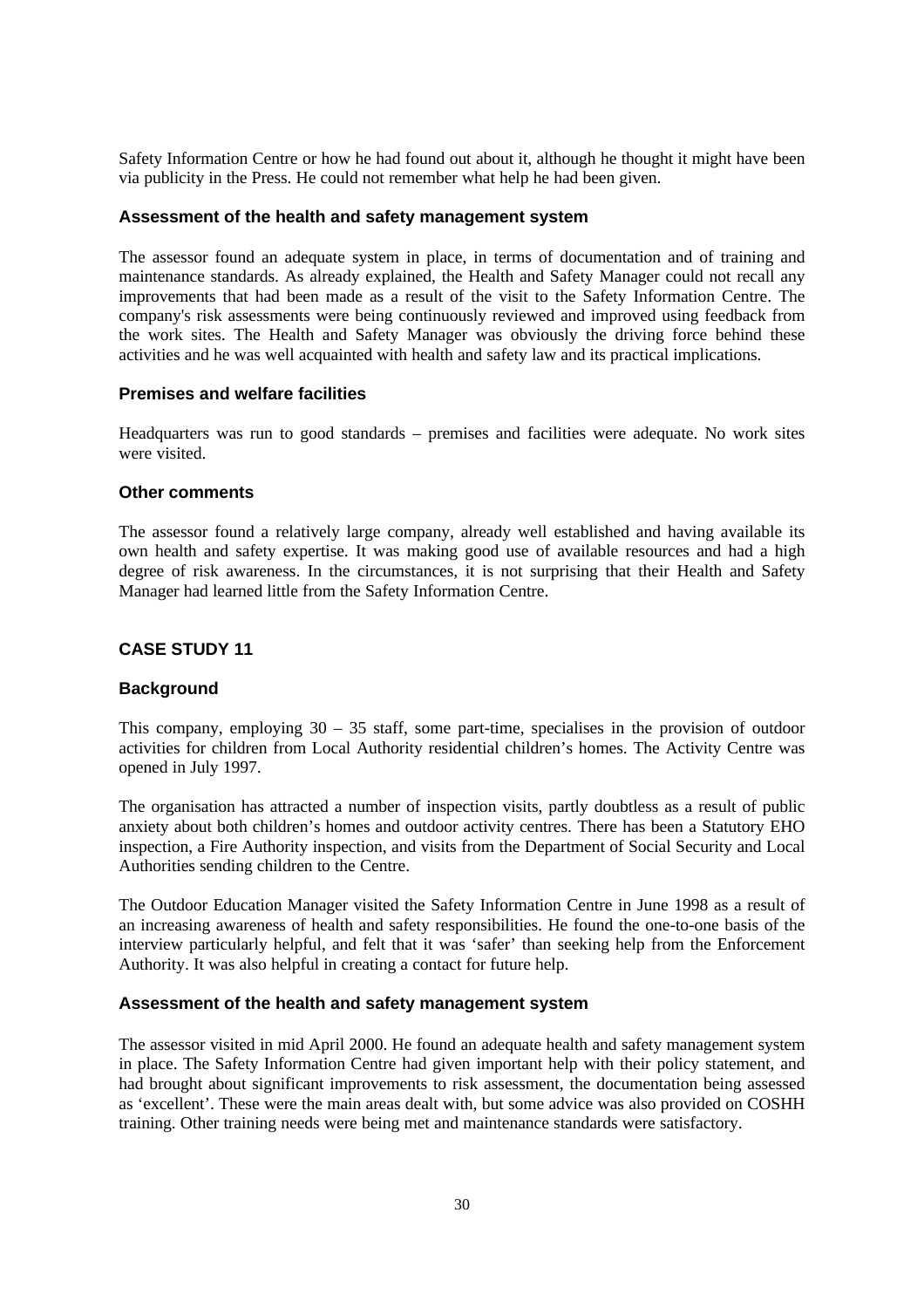Safety Information Centre or how he had found out about it, although he thought it might have been via publicity in the Press. He could not remember what help he had been given.

### Assessment of the health and safety management system

The assessor found an adequate system in place, in terms of documentation and of training and maintenance standards. As already explained, the Health and Safety Manager could not recall any improvements that had been made as a result of the visit to the Safety Information Centre. The company's risk assessments were being continuously reviewed and improved using feedback from the work sites. The Health and Safety Manager was obviously the driving force behind these activities and he was well acquainted with health and safety law and its practical implications.

### Premises and welfare facilities

Headquarters was run to good standards – premises and facilities were adequate. No work sites were visited.

### Other comments

The assessor found a relatively large company, already well established and having available its own health and safety expertise. It was making good use of available resources and had a high degree of risk awareness. In the circumstances, it is not surprising that their Health and Safety Manager had learned little from the Safety Information Centre.

## CASE STUDY 11

### Background

This company, employing 30 – 35 staff, some part-time, specialises in the provision of outdoor activities for children from Local Authority residential children's homes. The Activity Centre was opened in July 1997.

The organisation has attracted a number of inspection visits, partly doubtless as a result of public anxiety about both children's homes and outdoor activity centres. There has been a Statutory EHO inspection, a Fire Authority inspection, and visits from the Department of Social Security and Local Authorities sending children to the Centre.

The Outdoor Education Manager visited the Safety Information Centre in June 1998 as a result of an increasing awareness of health and safety responsibilities. He found the one-to-one basis of the interview particularly helpful, and felt that it was 'safer' than seeking help from the Enforcement Authority. It was also helpful in creating a contact for future help.

### Assessment of the health and safety management system

The assessor visited in mid April 2000. He found an adequate health and safety management system in place. The Safety Information Centre had given important help with their policy statement, and had brought about significant improvements to risk assessment, the documentation being assessed as 'excellent'. These were the main areas dealt with, but some advice was also provided on COSHH training. Other training needs were being met and maintenance standards were satisfactory.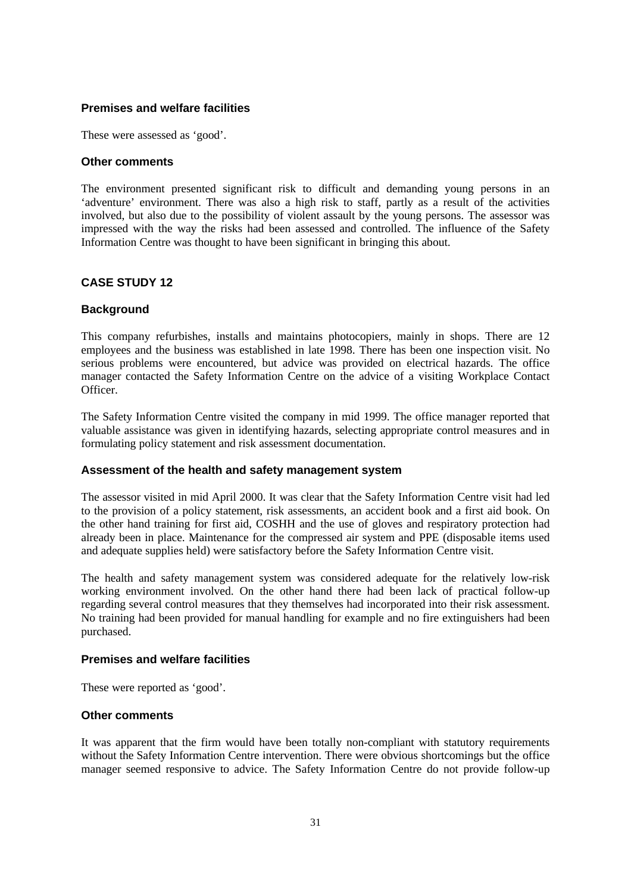### Premises and welfare facilities

These were assessed as 'good'.

### Other comments

The environment presented significant risk to difficult and demanding young persons in an 'adventure' environment. There was also a high risk to staff, partly as a result of the activities involved, but also due to the possibility of violent assault by the young persons. The assessor was impressed with the way the risks had been assessed and controlled. The influence of the Safety Information Centre was thought to have been significant in bringing this about.

## CASE STUDY 12

### Background

This company refurbishes, installs and maintains photocopiers, mainly in shops. There are 12 employees and the business was established in late 1998. There has been one inspection visit. No serious problems were encountered, but advice was provided on electrical hazards. The office manager contacted the Safety Information Centre on the advice of a visiting Workplace Contact Officer.

The Safety Information Centre visited the company in mid 1999. The office manager reported that valuable assistance was given in identifying hazards, selecting appropriate control measures and in formulating policy statement and risk assessment documentation.

### Assessment of the health and safety management system

The assessor visited in mid April 2000. It was clear that the Safety Information Centre visit had led to the provision of a policy statement, risk assessments, an accident book and a first aid book. On the other hand training for first aid, COSHH and the use of gloves and respiratory protection had already been in place. Maintenance for the compressed air system and PPE (disposable items used and adequate supplies held) were satisfactory before the Safety Information Centre visit.

The health and safety management system was considered adequate for the relatively low-risk working environment involved. On the other hand there had been lack of practical follow-up regarding several control measures that they themselves had incorporated into their risk assessment. No training had been provided for manual handling for example and no fire extinguishers had been purchased.

### Premises and welfare facilities

These were reported as 'good'.

### Other comments

It was apparent that the firm would have been totally non-compliant with statutory requirements without the Safety Information Centre intervention. There were obvious shortcomings but the office manager seemed responsive to advice. The Safety Information Centre do not provide follow-up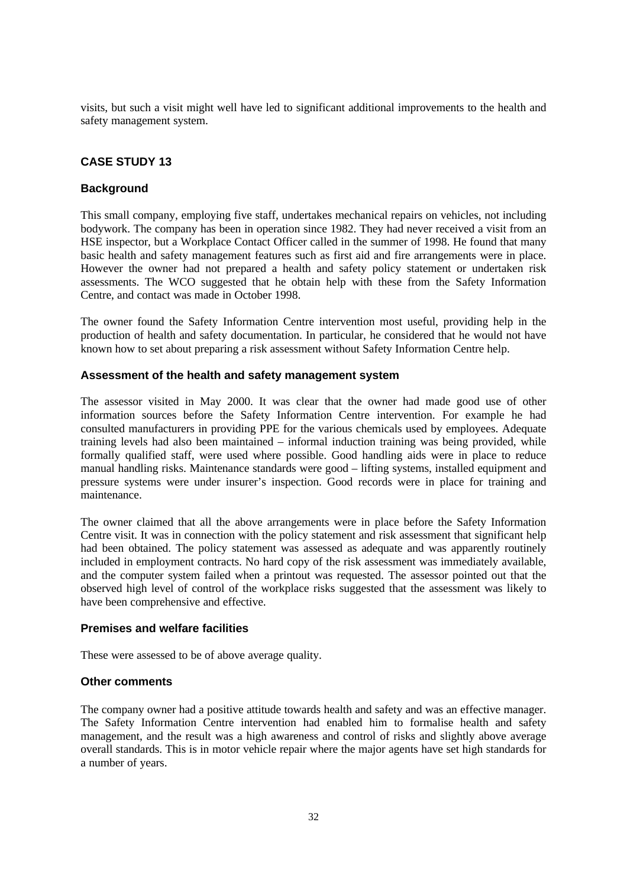visits, but such a visit might well have led to significant additional improvements to the health and safety management system.

## CASE STUDY 13

### Background

This small company, employing five staff, undertakes mechanical repairs on vehicles, not including bodywork. The company has been in operation since 1982. They had never received a visit from an HSE inspector, but a Workplace Contact Officer called in the summer of 1998. He found that many basic health and safety management features such as first aid and fire arrangements were in place. However the owner had not prepared a health and safety policy statement or undertaken risk assessments. The WCO suggested that he obtain help with these from the Safety Information Centre, and contact was made in October 1998.

The owner found the Safety Information Centre intervention most useful, providing help in the production of health and safety documentation. In particular, he considered that he would not have known how to set about preparing a risk assessment without Safety Information Centre help.

### Assessment of the health and safety management system

The assessor visited in May 2000. It was clear that the owner had made good use of other information sources before the Safety Information Centre intervention. For example he had consulted manufacturers in providing PPE for the various chemicals used by employees. Adequate training levels had also been maintained – informal induction training was being provided, while formally qualified staff, were used where possible. Good handling aids were in place to reduce manual handling risks. Maintenance standards were good – lifting systems, installed equipment and pressure systems were under insurer's inspection. Good records were in place for training and maintenance.

The owner claimed that all the above arrangements were in place before the Safety Information Centre visit. It was in connection with the policy statement and risk assessment that significant help had been obtained. The policy statement was assessed as adequate and was apparently routinely included in employment contracts. No hard copy of the risk assessment was immediately available, and the computer system failed when a printout was requested. The assessor pointed out that the observed high level of control of the workplace risks suggested that the assessment was likely to have been comprehensive and effective.

### Premises and welfare facilities

These were assessed to be of above average quality.

### Other comments

The company owner had a positive attitude towards health and safety and was an effective manager. The Safety Information Centre intervention had enabled him to formalise health and safety management, and the result was a high awareness and control of risks and slightly above average overall standards. This is in motor vehicle repair where the major agents have set high standards for a number of years.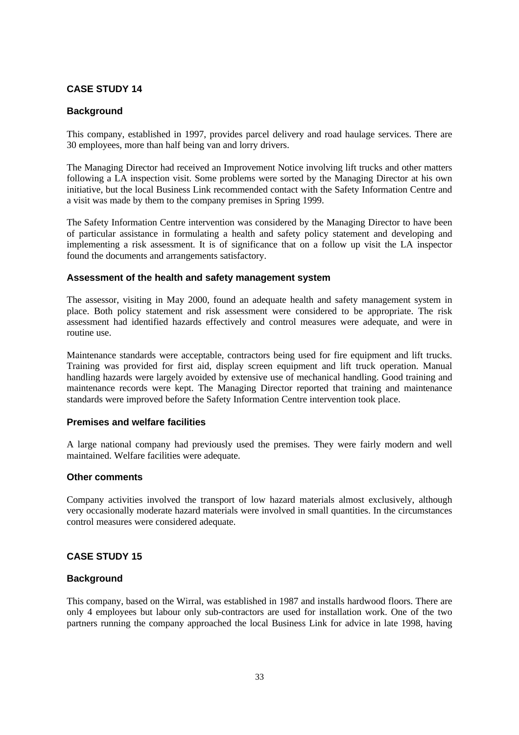## CASE STUDY 14

### Background

This company, established in 1997, provides parcel delivery and road haulage services. There are 30 employees, more than half being van and lorry drivers.

The Managing Director had received an Improvement Notice involving lift trucks and other matters following a LA inspection visit. Some problems were sorted by the Managing Director at his own initiative, but the local Business Link recommended contact with the Safety Information Centre and a visit was made by them to the company premises in Spring 1999.

The Safety Information Centre intervention was considered by the Managing Director to have been of particular assistance in formulating a health and safety policy statement and developing and implementing a risk assessment. It is of significance that on a follow up visit the LA inspector found the documents and arrangements satisfactory.

### Assessment of the health and safety management system

The assessor, visiting in May 2000, found an adequate health and safety management system in place. Both policy statement and risk assessment were considered to be appropriate. The risk assessment had identified hazards effectively and control measures were adequate, and were in routine use.

Maintenance standards were acceptable, contractors being used for fire equipment and lift trucks. Training was provided for first aid, display screen equipment and lift truck operation. Manual handling hazards were largely avoided by extensive use of mechanical handling. Good training and maintenance records were kept. The Managing Director reported that training and maintenance standards were improved before the Safety Information Centre intervention took place.

### Premises and welfare facilities

A large national company had previously used the premises. They were fairly modern and well maintained. Welfare facilities were adequate.

### Other comments

Company activities involved the transport of low hazard materials almost exclusively, although very occasionally moderate hazard materials were involved in small quantities. In the circumstances control measures were considered adequate.

## CASE STUDY 15

### Background

This company, based on the Wirral, was established in 1987 and installs hardwood floors. There are only 4 employees but labour only sub-contractors are used for installation work. One of the two partners running the company approached the local Business Link for advice in late 1998, having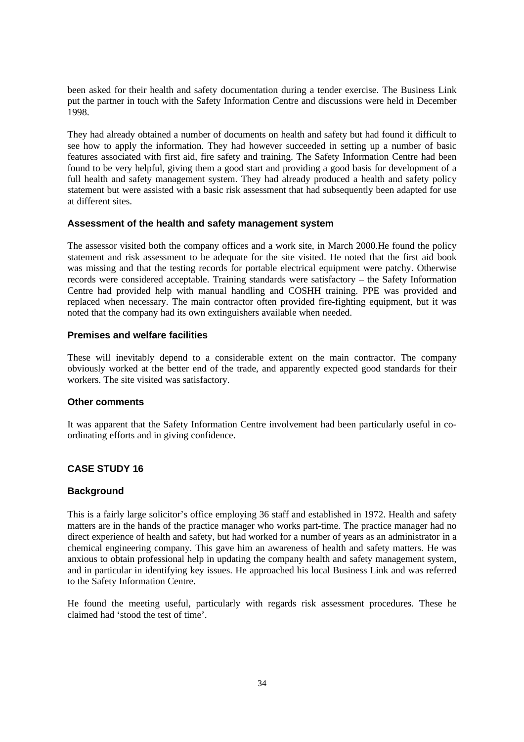been asked for their health and safety documentation during a tender exercise. The Business Link put the partner in touch with the Safety Information Centre and discussions were held in December 1998.

They had already obtained a number of documents on health and safety but had found it difficult to see how to apply the information. They had however succeeded in setting up a number of basic features associated with first aid, fire safety and training. The Safety Information Centre had been found to be very helpful, giving them a good start and providing a good basis for development of a full health and safety management system. They had already produced a health and safety policy statement but were assisted with a basic risk assessment that had subsequently been adapted for use at different sites.

### Assessment of the health and safety management system

The assessor visited both the company offices and a work site, in March 2000.He found the policy statement and risk assessment to be adequate for the site visited. He noted that the first aid book was missing and that the testing records for portable electrical equipment were patchy. Otherwise records were considered acceptable. Training standards were satisfactory – the Safety Information Centre had provided help with manual handling and COSHH training. PPE was provided and replaced when necessary. The main contractor often provided fire-fighting equipment, but it was noted that the company had its own extinguishers available when needed.

### Premises and welfare facilities

These will inevitably depend to a considerable extent on the main contractor. The company obviously worked at the better end of the trade, and apparently expected good standards for their workers. The site visited was satisfactory.

### Other comments

It was apparent that the Safety Information Centre involvement had been particularly useful in co-ordinating efforts and in giving confidence.

## CASE STUDY 16

### Background

This is a fairly large solicitor's office employing 36 staff and established in 1972. Health and safety matters are in the hands of the practice manager who works part-time. The practice manager had no direct experience of health and safety, but had worked for a number of years as an administrator in a chemical engineering company. This gave him an awareness of health and safety matters. He was anxious to obtain professional help in updating the company health and safety management system, and in particular in identifying key issues. He approached his local Business Link and was referred to the Safety Information Centre.

He found the meeting useful, particularly with regards risk assessment procedures. These he claimed had 'stood the test of time'.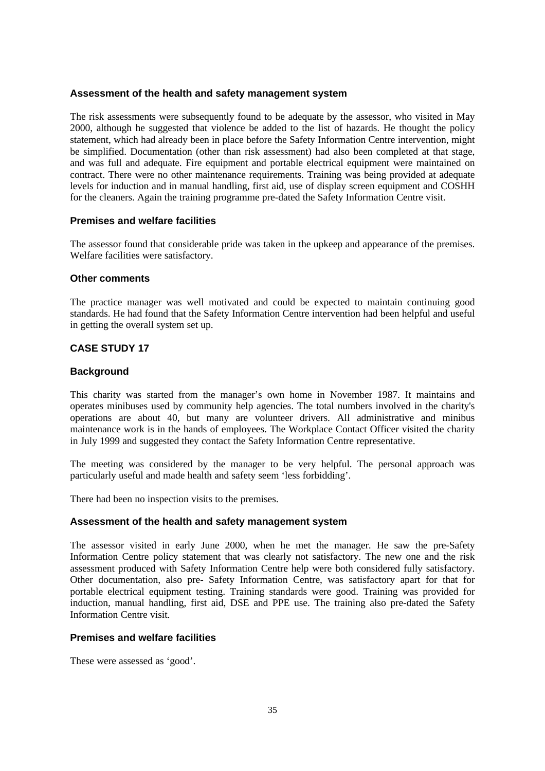### Assessment of the health and safety management system

The risk assessments were subsequently found to be adequate by the assessor, who visited in May 2000, although he suggested that violence be added to the list of hazards. He thought the policy statement, which had already been in place before the Safety Information Centre intervention, might be simplified. Documentation (other than risk assessment) had also been completed at that stage, and was full and adequate. Fire equipment and portable electrical equipment were maintained on contract. There were no other maintenance requirements. Training was being provided at adequate levels for induction and in manual handling, first aid, use of display screen equipment and COSHH for the cleaners. Again the training programme pre-dated the Safety Information Centre visit.

### Premises and welfare facilities

The assessor found that considerable pride was taken in the upkeep and appearance of the premises. Welfare facilities were satisfactory.

### Other comments

The practice manager was well motivated and could be expected to maintain continuing good standards. He had found that the Safety Information Centre intervention had been helpful and useful in getting the overall system set up.

## CASE STUDY 17

### Background

This charity was started from the manager's own home in November 1987. It maintains and operates minibuses used by community help agencies. The total numbers involved in the charity's operations are about 40, but many are volunteer drivers. All administrative and minibus maintenance work is in the hands of employees. The Workplace Contact Officer visited the charity in July 1999 and suggested they contact the Safety Information Centre representative.

The meeting was considered by the manager to be very helpful. The personal approach was particularly useful and made health and safety seem 'less forbidding'.

There had been no inspection visits to the premises.

### Assessment of the health and safety management system

The assessor visited in early June 2000, when he met the manager. He saw the pre-Safety Information Centre policy statement that was clearly not satisfactory. The new one and the risk assessment produced with Safety Information Centre help were both considered fully satisfactory. Other documentation, also pre- Safety Information Centre, was satisfactory apart for that for portable electrical equipment testing. Training standards were good. Training was provided for induction, manual handling, first aid, DSE and PPE use. The training also pre-dated the Safety Information Centre visit.

### Premises and welfare facilities

These were assessed as 'good'.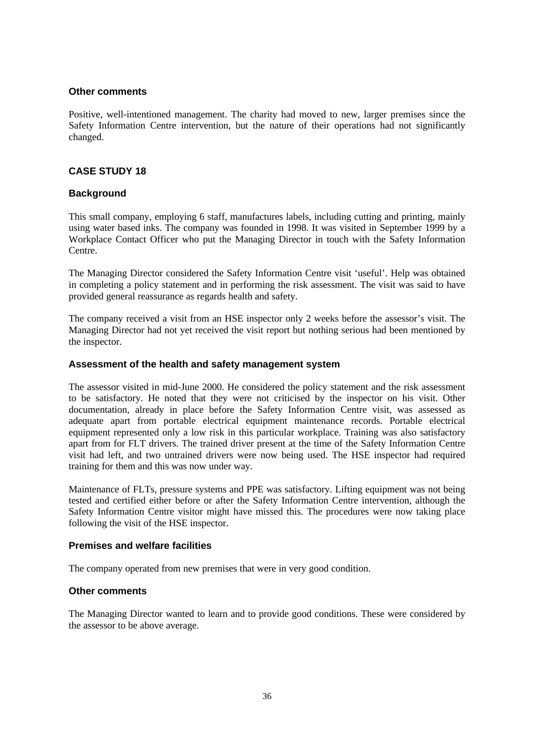### Other comments

Positive, well-intentioned management. The charity had moved to new, larger premises since the Safety Information Centre intervention, but the nature of their operations had not significantly changed.

## CASE STUDY 18

### Background

This small company, employing 6 staff, manufactures labels, including cutting and printing, mainly using water based inks. The company was founded in 1998. It was visited in September 1999 by a Workplace Contact Officer who put the Managing Director in touch with the Safety Information Centre.

The Managing Director considered the Safety Information Centre visit 'useful'. Help was obtained in completing a policy statement and in performing the risk assessment. The visit was said to have provided general reassurance as regards health and safety.

The company received a visit from an HSE inspector only 2 weeks before the assessor's visit. The Managing Director had not yet received the visit report but nothing serious had been mentioned by the inspector.

### Assessment of the health and safety management system

The assessor visited in mid-June 2000. He considered the policy statement and the risk assessment to be satisfactory. He noted that they were not criticised by the inspector on his visit. Other documentation, already in place before the Safety Information Centre visit, was assessed as adequate apart from portable electrical equipment maintenance records. Portable electrical equipment represented only a low risk in this particular workplace. Training was also satisfactory apart from for FLT drivers. The trained driver present at the time of the Safety Information Centre visit had left, and two untrained drivers were now being used. The HSE inspector had required training for them and this was now under way.

Maintenance of FLTs, pressure systems and PPE was satisfactory. Lifting equipment was not being tested and certified either before or after the Safety Information Centre intervention, although the Safety Information Centre visitor might have missed this. The procedures were now taking place following the visit of the HSE inspector.

### Premises and welfare facilities

The company operated from new premises that were in very good condition.

### Other comments

The Managing Director wanted to learn and to provide good conditions. These were considered by the assessor to be above average.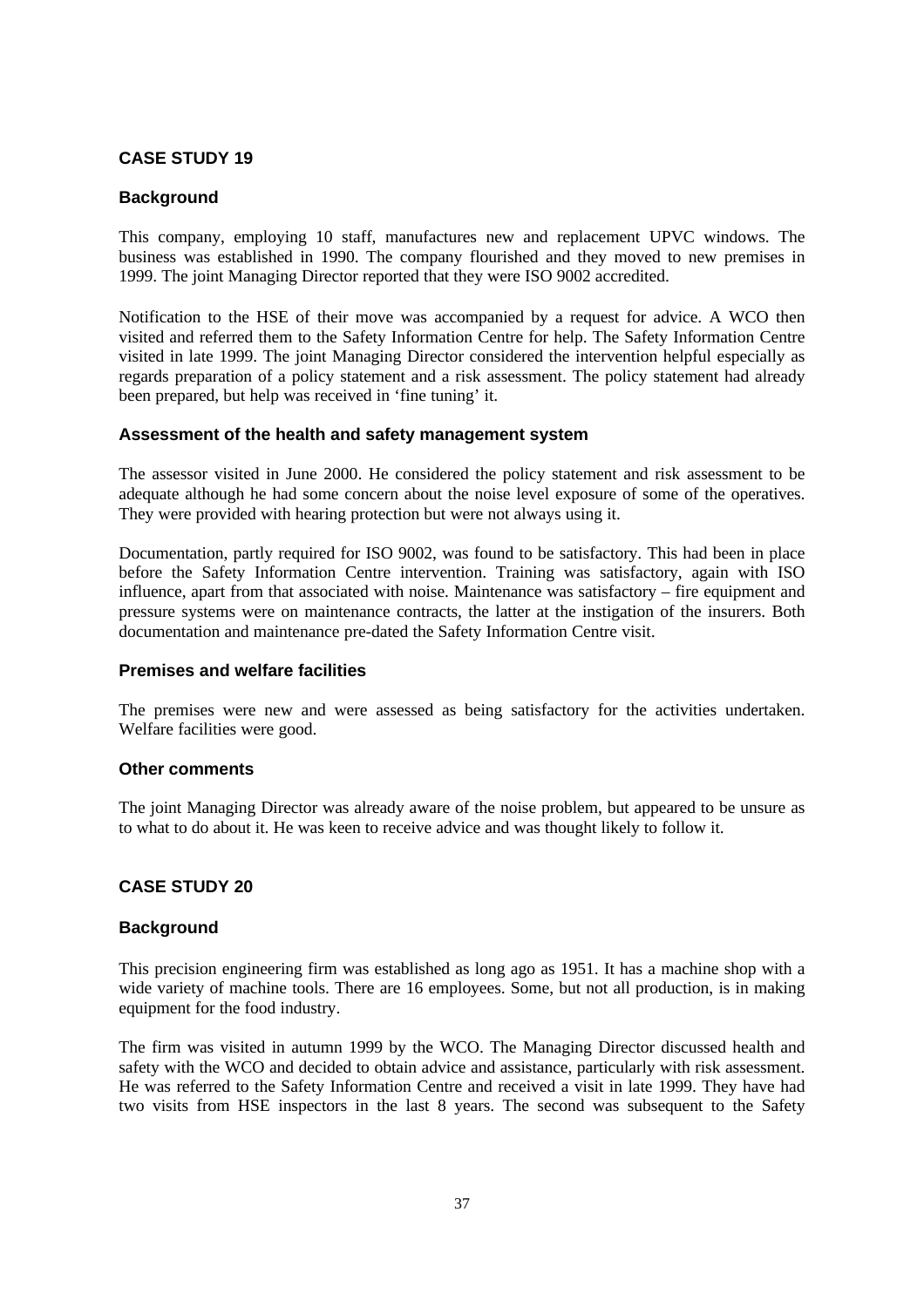## CASE STUDY 19

### Background

This company, employing 10 staff, manufactures new and replacement UPVC windows. The business was established in 1990. The company flourished and they moved to new premises in 1999. The joint Managing Director reported that they were ISO 9002 accredited.

Notification to the HSE of their move was accompanied by a request for advice. A WCO then visited and referred them to the Safety Information Centre for help. The Safety Information Centre visited in late 1999. The joint Managing Director considered the intervention helpful especially as regards preparation of a policy statement and a risk assessment. The policy statement had already been prepared, but help was received in 'fine tuning' it.

### Assessment of the health and safety management system

The assessor visited in June 2000. He considered the policy statement and risk assessment to be adequate although he had some concern about the noise level exposure of some of the operatives. They were provided with hearing protection but were not always using it.

Documentation, partly required for ISO 9002, was found to be satisfactory. This had been in place before the Safety Information Centre intervention. Training was satisfactory, again with ISO influence, apart from that associated with noise. Maintenance was satisfactory – fire equipment and pressure systems were on maintenance contracts, the latter at the instigation of the insurers. Both documentation and maintenance pre-dated the Safety Information Centre visit.

### Premises and welfare facilities

The premises were new and were assessed as being satisfactory for the activities undertaken. Welfare facilities were good.

### Other comments

The joint Managing Director was already aware of the noise problem, but appeared to be unsure as to what to do about it. He was keen to receive advice and was thought likely to follow it.

## CASE STUDY 20

### Background

This precision engineering firm was established as long ago as 1951. It has a machine shop with a wide variety of machine tools. There are 16 employees. Some, but not all production, is in making equipment for the food industry.

The firm was visited in autumn 1999 by the WCO. The Managing Director discussed health and safety with the WCO and decided to obtain advice and assistance, particularly with risk assessment. He was referred to the Safety Information Centre and received a visit in late 1999. They have had two visits from HSE inspectors in the last 8 years. The second was subsequent to the Safety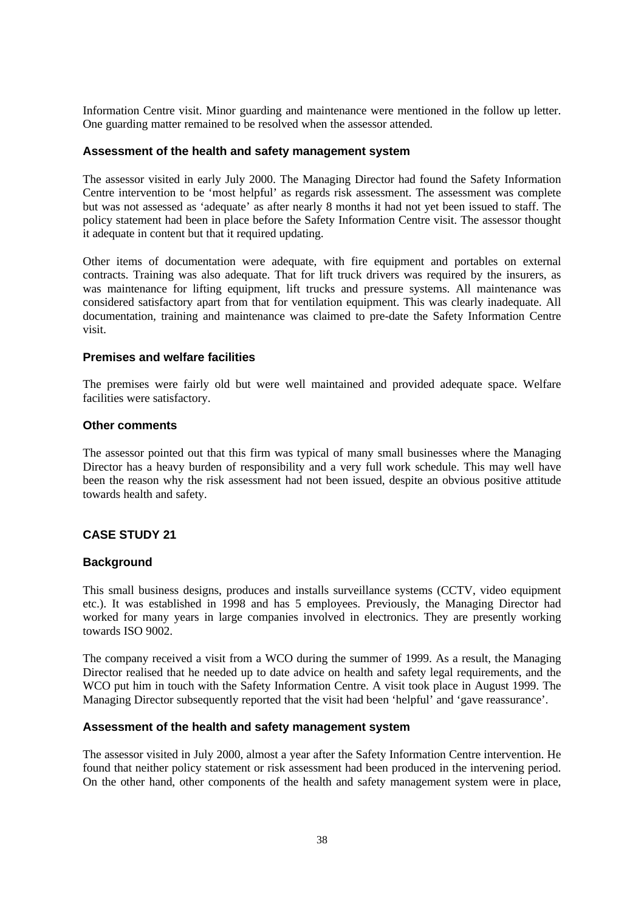Information Centre visit. Minor guarding and maintenance were mentioned in the follow up letter. One guarding matter remained to be resolved when the assessor attended.

### Assessment of the health and safety management system

The assessor visited in early July 2000. The Managing Director had found the Safety Information Centre intervention to be 'most helpful' as regards risk assessment. The assessment was complete but was not assessed as 'adequate' as after nearly 8 months it had not yet been issued to staff. The policy statement had been in place before the Safety Information Centre visit. The assessor thought it adequate in content but that it required updating.

Other items of documentation were adequate, with fire equipment and portables on external contracts. Training was also adequate. That for lift truck drivers was required by the insurers, as was maintenance for lifting equipment, lift trucks and pressure systems. All maintenance was considered satisfactory apart from that for ventilation equipment. This was clearly inadequate. All documentation, training and maintenance was claimed to pre-date the Safety Information Centre visit.

### Premises and welfare facilities

The premises were fairly old but were well maintained and provided adequate space. Welfare facilities were satisfactory.

### Other comments

The assessor pointed out that this firm was typical of many small businesses where the Managing Director has a heavy burden of responsibility and a very full work schedule. This may well have been the reason why the risk assessment had not been issued, despite an obvious positive attitude towards health and safety.

## CASE STUDY 21

### Background

This small business designs, produces and installs surveillance systems (CCTV, video equipment etc.). It was established in 1998 and has 5 employees. Previously, the Managing Director had worked for many years in large companies involved in electronics. They are presently working towards ISO 9002.

The company received a visit from a WCO during the summer of 1999. As a result, the Managing Director realised that he needed up to date advice on health and safety legal requirements, and the WCO put him in touch with the Safety Information Centre. A visit took place in August 1999. The Managing Director subsequently reported that the visit had been 'helpful' and 'gave reassurance'.

### Assessment of the health and safety management system

The assessor visited in July 2000, almost a year after the Safety Information Centre intervention. He found that neither policy statement or risk assessment had been produced in the intervening period. On the other hand, other components of the health and safety management system were in place,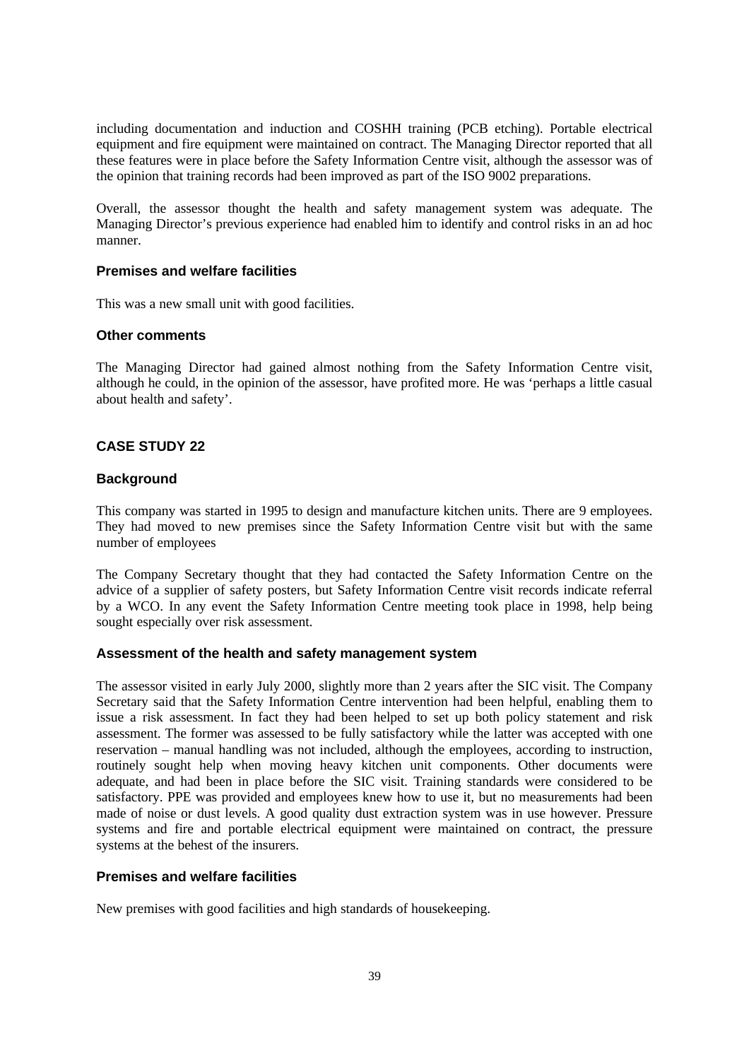including documentation and induction and COSHH training (PCB etching). Portable electrical equipment and fire equipment were maintained on contract. The Managing Director reported that all these features were in place before the Safety Information Centre visit, although the assessor was of the opinion that training records had been improved as part of the ISO 9002 preparations.

Overall, the assessor thought the health and safety management system was adequate. The Managing Director's previous experience had enabled him to identify and control risks in an ad hoc manner.

### Premises and welfare facilities

This was a new small unit with good facilities.

### Other comments

The Managing Director had gained almost nothing from the Safety Information Centre visit, although he could, in the opinion of the assessor, have profited more. He was 'perhaps a little casual about health and safety'.

## CASE STUDY 22

### Background

This company was started in 1995 to design and manufacture kitchen units. There are 9 employees. They had moved to new premises since the Safety Information Centre visit but with the same number of employees

The Company Secretary thought that they had contacted the Safety Information Centre on the advice of a supplier of safety posters, but Safety Information Centre visit records indicate referral by a WCO. In any event the Safety Information Centre meeting took place in 1998, help being sought especially over risk assessment.

### Assessment of the health and safety management system

The assessor visited in early July 2000, slightly more than 2 years after the SIC visit. The Company Secretary said that the Safety Information Centre intervention had been helpful, enabling them to issue a risk assessment. In fact they had been helped to set up both policy statement and risk assessment. The former was assessed to be fully satisfactory while the latter was accepted with one reservation – manual handling was not included, although the employees, according to instruction, routinely sought help when moving heavy kitchen unit components. Other documents were adequate, and had been in place before the SIC visit. Training standards were considered to be satisfactory. PPE was provided and employees knew how to use it, but no measurements had been made of noise or dust levels. A good quality dust extraction system was in use however. Pressure systems and fire and portable electrical equipment were maintained on contract, the pressure systems at the behest of the insurers.

### Premises and welfare facilities

New premises with good facilities and high standards of housekeeping.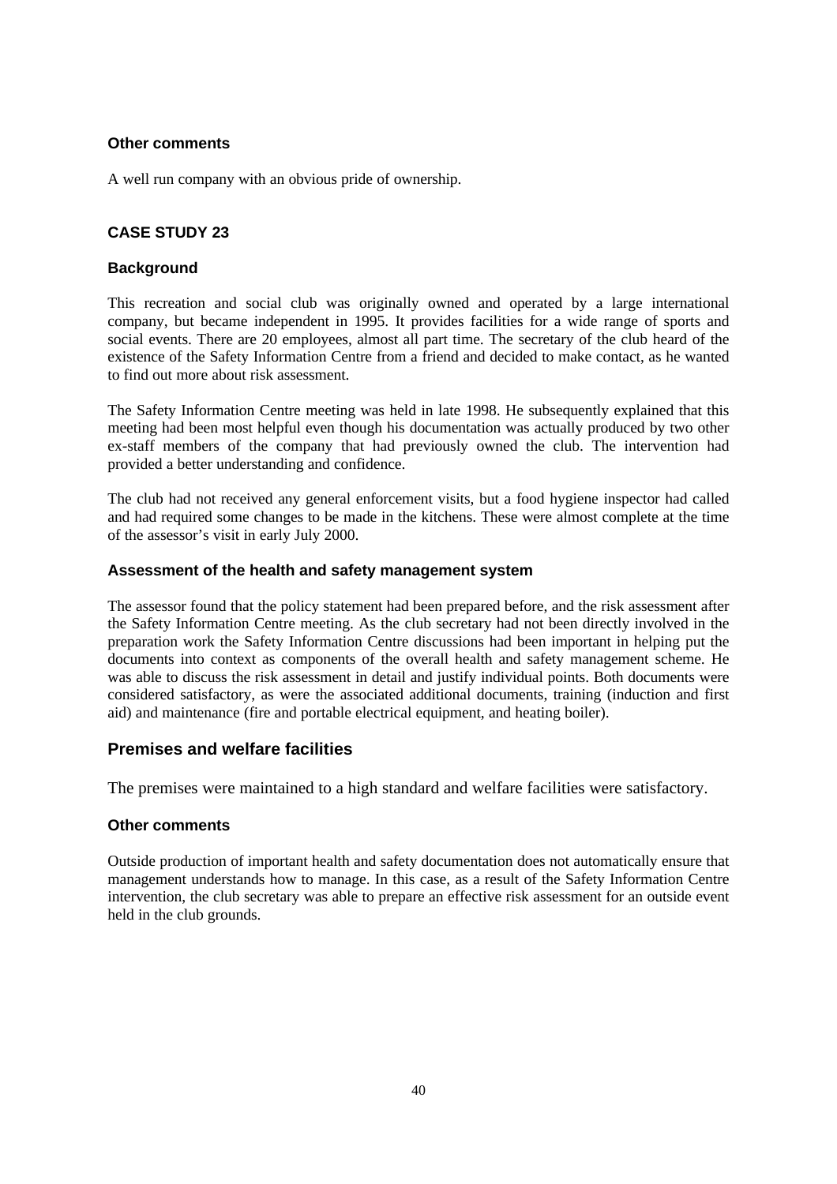#### Other comments

A well run company with an obvious pride of ownership.

### CASE STUDY 23

#### Background

This recreation and social club was originally owned and operated by a large international company, but became independent in 1995. It provides facilities for a wide range of sports and social events. There are 20 employees, almost all part time. The secretary of the club heard of the existence of the Safety Information Centre from a friend and decided to make contact, as he wanted to find out more about risk assessment.

The Safety Information Centre meeting was held in late 1998. He subsequently explained that this meeting had been most helpful even though his documentation was actually produced by two other ex-staff members of the company that had previously owned the club. The intervention had provided a better understanding and confidence.

The club had not received any general enforcement visits, but a food hygiene inspector had called and had required some changes to be made in the kitchens. These were almost complete at the time of the assessor's visit in early July 2000.

#### Assessment of the health and safety management system

The assessor found that the policy statement had been prepared before, and the risk assessment after the Safety Information Centre meeting. As the club secretary had not been directly involved in the preparation work the Safety Information Centre discussions had been important in helping put the documents into context as components of the overall health and safety management scheme. He was able to discuss the risk assessment in detail and justify individual points. Both documents were considered satisfactory, as were the associated additional documents, training (induction and first aid) and maintenance (fire and portable electrical equipment, and heating boiler).

### Premises and welfare facilities

The premises were maintained to a high standard and welfare facilities were satisfactory.

#### Other comments

Outside production of important health and safety documentation does not automatically ensure that management understands how to manage. In this case, as a result of the Safety Information Centre intervention, the club secretary was able to prepare an effective risk assessment for an outside event held in the club grounds.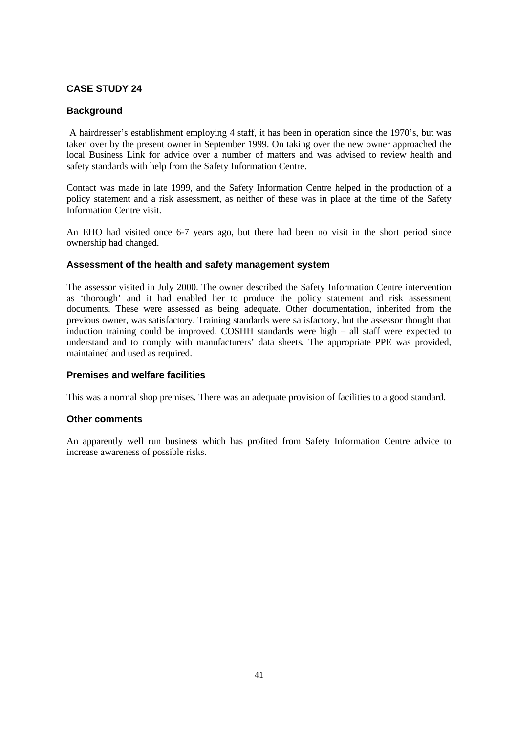## CASE STUDY 24

### Background

A hairdresser's establishment employing 4 staff, it has been in operation since the 1970's, but was taken over by the present owner in September 1999. On taking over the new owner approached the local Business Link for advice over a number of matters and was advised to review health and safety standards with help from the Safety Information Centre.

Contact was made in late 1999, and the Safety Information Centre helped in the production of a policy statement and a risk assessment, as neither of these was in place at the time of the Safety Information Centre visit.

An EHO had visited once 6-7 years ago, but there had been no visit in the short period since ownership had changed.

### Assessment of the health and safety management system

The assessor visited in July 2000. The owner described the Safety Information Centre intervention as 'thorough' and it had enabled her to produce the policy statement and risk assessment documents. These were assessed as being adequate. Other documentation, inherited from the previous owner, was satisfactory. Training standards were satisfactory, but the assessor thought that induction training could be improved. COSHH standards were high – all staff were expected to understand and to comply with manufacturers' data sheets. The appropriate PPE was provided, maintained and used as required.

### Premises and welfare facilities

This was a normal shop premises. There was an adequate provision of facilities to a good standard.

### Other comments

An apparently well run business which has profited from Safety Information Centre advice to increase awareness of possible risks.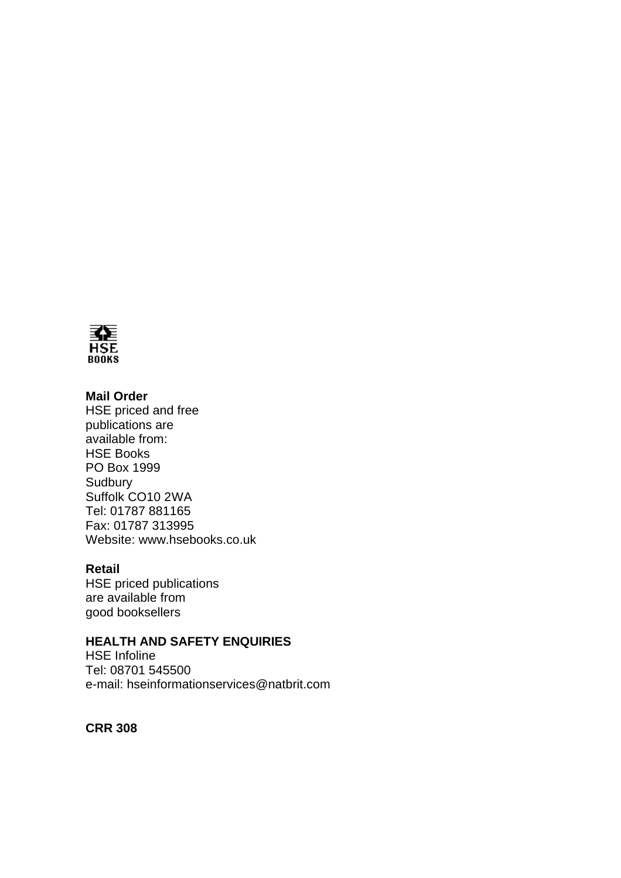HSE BOOKS

**Mail Order**
HSE priced and free
publications are
available from:
HSE Books
PO Box 1999
Sudbury
Suffolk CO10 2WA
Tel: 01787 881165
Fax: 01787 313995
Website: www.hsebooks.co.uk

**Retail**
HSE priced publications
are available from
good booksellers

**HEALTH AND SAFETY ENQUIRIES**
HSE Infoline
Tel: 08701 545500
e-mail: hseinformationservices@natbrit.com

**CRR 308**